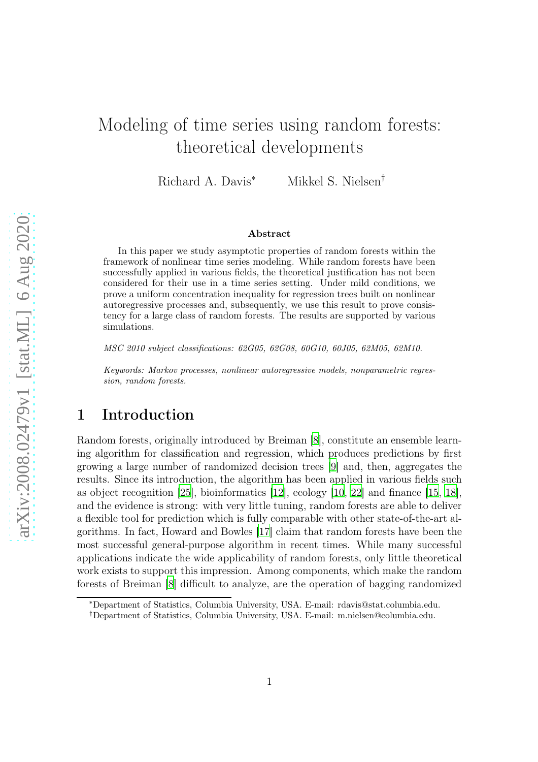# Modeling of time series using random forests: theoretical developments

Richard A. Davis[*] Mikkel S. Nielsen[†]

### Abstract

In this paper we study asymptotic properties of random forests within the framework of nonlinear time series modeling. While random forests have been successfully applied in various fields, the theoretical justification has not been considered for their use in a time series setting. Under mild conditions, we prove a uniform concentration inequality for regression trees built on nonlinear autoregressive processes and, subsequently, we use this result to prove consistency for a large class of random forests. The results are supported by various simulations.

*MSC 2010 subject classifications: 62G05, 62G08, 60G10, 60J05, 62M05, 62M10.*

*Keywords: Markov processes, nonlinear autoregressive models, nonparametric regression, random forests.*

## 1 Introduction

Random forests, originally introduced by Breiman [8], constitute an ensemble learning algorithm for classification and regression, which produces predictions by first growing a large number of randomized decision trees [9] and, then, aggregates the results. Since its introduction, the algorithm has been applied in various fields such as object recognition [25], bioinformatics [12], ecology [10, 22] and finance [15, 18], and the evidence is strong: with very little tuning, random forests are able to deliver a flexible tool for prediction which is fully comparable with other state-of-the-art algorithms. In fact, Howard and Bowles [17] claim that random forests have been the most successful general-purpose algorithm in recent times. While many successful applications indicate the wide applicability of random forests, only little theoretical work exists to support this impression. Among components, which make the random forests of Breiman [8] difficult to analyze, are the operation of bagging randomized

---

[*] Department of Statistics, Columbia University, USA. E-mail: rdavis@stat.columbia.edu.

[†] Department of Statistics, Columbia University, USA. E-mail: m.nielsen@columbia.edu.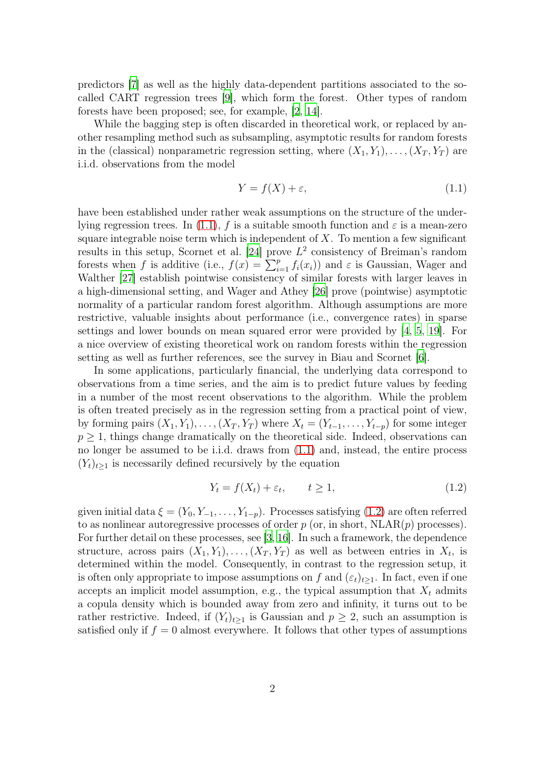predictors [7] as well as the highly data-dependent partitions associated to the so-called CART regression trees [9], which form the forest. Other types of random forests have been proposed; see, for example, [2, 14].

While the bagging step is often discarded in theoretical work, or replaced by another resampling method such as subsampling, asymptotic results for random forests in the (classical) nonparametric regression setting, where $(X_1, Y_1), \dots, (X_T, Y_T)$ are i.i.d. observations from the model

$$Y = f(X) + \varepsilon, \tag{1.1}$$

have been established under rather weak assumptions on the structure of the underlying regression trees. In (1.1), $f$ is a suitable smooth function and $\varepsilon$ is a mean-zero square integrable noise term which is independent of $X$. To mention a few significant results in this setup, Scornet et al. [24] prove $L^2$ consistency of Breiman's random forests when $f$ is additive (i.e., $f(x) = \sum_{i=1}^{p} f_i(x_i)$) and $\varepsilon$ is Gaussian, Wager and Walther [27] establish pointwise consistency of similar forests with larger leaves in a high-dimensional setting, and Wager and Athey [26] prove (pointwise) asymptotic normality of a particular random forest algorithm. Although assumptions are more restrictive, valuable insights about performance (i.e., convergence rates) in sparse settings and lower bounds on mean squared error were provided by [4, 5, 19]. For a nice overview of existing theoretical work on random forests within the regression setting as well as further references, see the survey in Biau and Scornet [6].

In some applications, particularly financial, the underlying data correspond to observations from a time series, and the aim is to predict future values by feeding in a number of the most recent observations to the algorithm. While the problem is often treated precisely as in the regression setting from a practical point of view, by forming pairs $(X_1, Y_1), \dots, (X_T, Y_T)$ where $X_t = (Y_{t-1}, \dots, Y_{t-p})$ for some integer $p \geq 1$, things change dramatically on the theoretical side. Indeed, observations can no longer be assumed to be i.i.d. draws from (1.1) and, instead, the entire process $(Y_t)_{t \geq 1}$ is necessarily defined recursively by the equation

$$Y_t = f(X_t) + \varepsilon_t, \qquad t \geq 1, \tag{1.2}$$

given initial data $\xi = (Y_0, Y_{-1}, \dots, Y_{1-p})$. Processes satisfying (1.2) are often referred to as nonlinear autoregressive processes of order $p$ (or, in short, NLAR($p$) processes). For further detail on these processes, see [3, 16]. In such a framework, the dependence structure, across pairs $(X_1, Y_1), \dots, (X_T, Y_T)$ as well as between entries in $X_t$, is determined within the model. Consequently, in contrast to the regression setup, it is often only appropriate to impose assumptions on $f$ and $(\varepsilon_t)_{t \geq 1}$. In fact, even if one accepts an implicit model assumption, e.g., the typical assumption that $X_t$ admits a copula density which is bounded away from zero and infinity, it turns out to be rather restrictive. Indeed, if $(Y_t)_{t \geq 1}$ is Gaussian and $p \geq 2$, such an assumption is satisfied only if $f = 0$ almost everywhere. It follows that other types of assumptions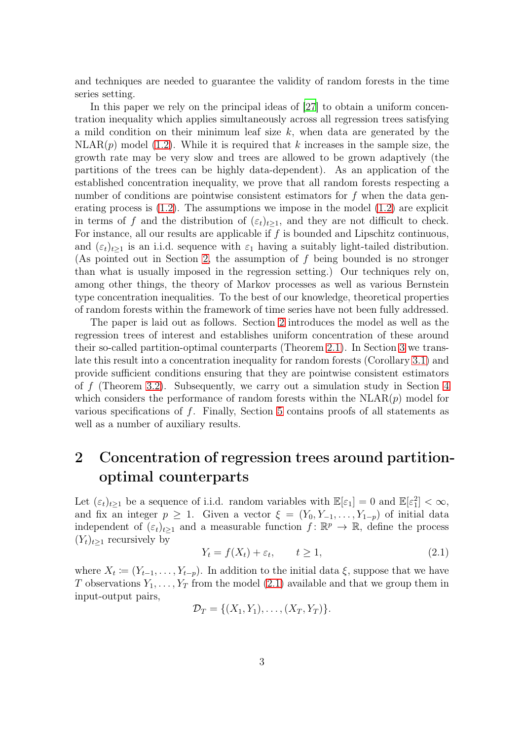and techniques are needed to guarantee the validity of random forests in the time series setting.

In this paper we rely on the principal ideas of [27] to obtain a uniform concentration inequality which applies simultaneously across all regression trees satisfying a mild condition on their minimum leaf size $k$, when data are generated by the NLAR($p$) model (1.2). While it is required that $k$ increases in the sample size, the growth rate may be very slow and trees are allowed to be grown adaptively (the partitions of the trees can be highly data-dependent). As an application of the established concentration inequality, we prove that all random forests respecting a number of conditions are pointwise consistent estimators for $f$ when the data generating process is (1.2). The assumptions we impose in the model (1.2) are explicit in terms of $f$ and the distribution of $(\varepsilon_t)_{t\geq 1}$, and they are not difficult to check. For instance, all our results are applicable if $f$ is bounded and Lipschitz continuous, and $(\varepsilon_t)_{t\geq 1}$ is an i.i.d. sequence with $\varepsilon_1$ having a suitably light-tailed distribution. (As pointed out in Section 2, the assumption of $f$ being bounded is no stronger than what is usually imposed in the regression setting.) Our techniques rely on, among other things, the theory of Markov processes as well as various Bernstein type concentration inequalities. To the best of our knowledge, theoretical properties of random forests within the framework of time series have not been fully addressed.

The paper is laid out as follows. Section 2 introduces the model as well as the regression trees of interest and establishes uniform concentration of these around their so-called partition-optimal counterparts (Theorem 2.1). In Section 3 we translate this result into a concentration inequality for random forests (Corollary 3.1) and provide sufficient conditions ensuring that they are pointwise consistent estimators of $f$ (Theorem 3.2). Subsequently, we carry out a simulation study in Section 4 which considers the performance of random forests within the NLAR($p$) model for various specifications of $f$. Finally, Section 5 contains proofs of all statements as well as a number of auxiliary results.

## 2 Concentration of regression trees around partition-optimal counterparts

Let $(\varepsilon_t)_{t\geq 1}$ be a sequence of i.i.d. random variables with $\mathbb{E}[\varepsilon_1] = 0$ and $\mathbb{E}[\varepsilon_1^2] < \infty$, and fix an integer $p \geq 1$. Given a vector $\xi = (Y_0, Y_{-1}, \dots, Y_{1-p})$ of initial data independent of $(\varepsilon_t)_{t\geq 1}$ and a measurable function $f\colon \mathbb{R}^p \to \mathbb{R}$, define the process $(Y_t)_{t\geq 1}$ recursively by

$$Y_t = f(X_t) + \varepsilon_t, \qquad t \geq 1, \tag{2.1}$$

where $X_t := (Y_{t-1}, \dots, Y_{t-p})$. In addition to the initial data $\xi$, suppose that we have $T$ observations $Y_1, \dots, Y_T$ from the model (2.1) available and that we group them in input-output pairs,

$$\mathcal{D}_T = \{(X_1, Y_1), \dots, (X_T, Y_T)\}.$$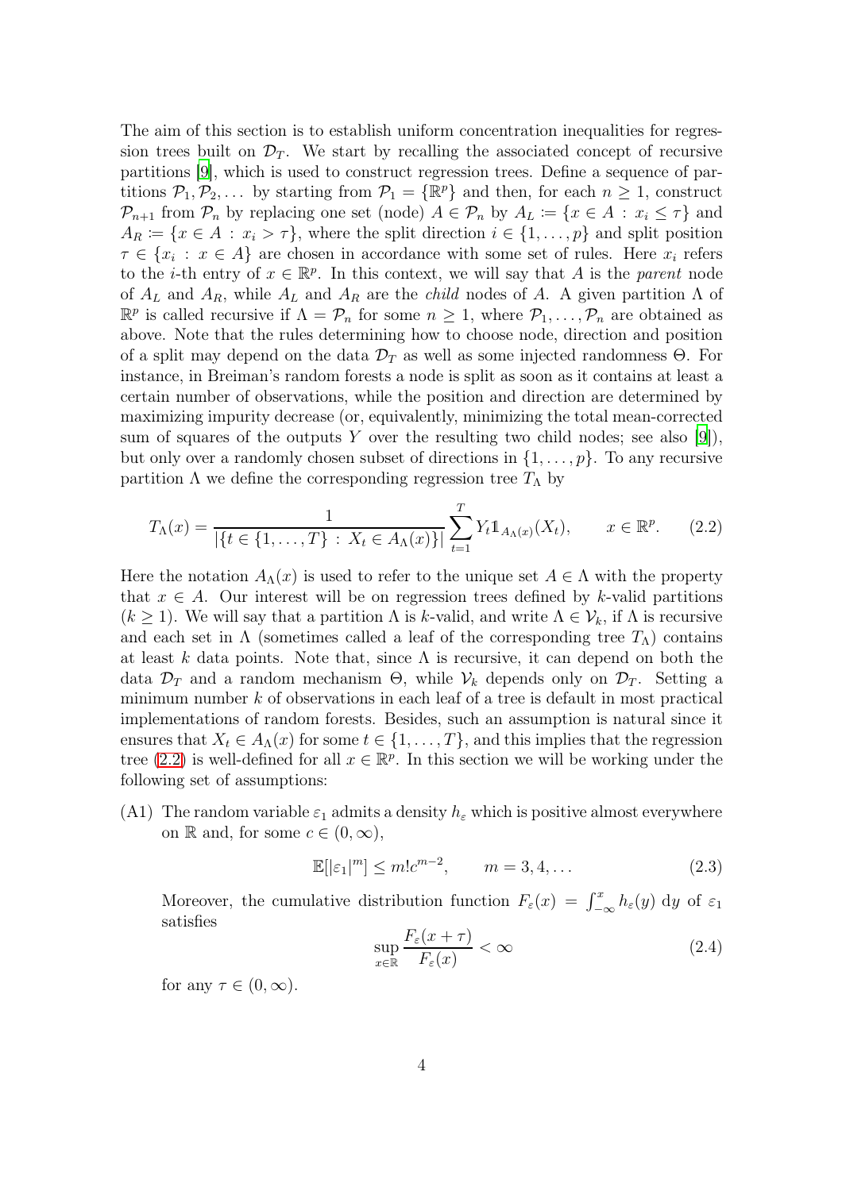The aim of this section is to establish uniform concentration inequalities for regression trees built on $\mathcal{D}_T$. We start by recalling the associated concept of recursive partitions [9], which is used to construct regression trees. Define a sequence of partitions $\mathcal{P}_1, \mathcal{P}_2, \dots$ by starting from $\mathcal{P}_1 = \{\mathbb{R}^p\}$ and then, for each $n \geq 1$, construct $\mathcal{P}_{n+1}$ from $\mathcal{P}_n$ by replacing one set (node) $A \in \mathcal{P}_n$ by $A_L := \{x \in A : x_i \leq \tau\}$ and $A_R := \{x \in A : x_i > \tau\}$, where the split direction $i \in \{1, \dots, p\}$ and split position $\tau \in \{x_i : x \in A\}$ are chosen in accordance with some set of rules. Here $x_i$ refers to the $i$-th entry of $x \in \mathbb{R}^p$. In this context, we will say that $A$ is the *parent* node of $A_L$ and $A_R$, while $A_L$ and $A_R$ are the *child* nodes of $A$. A given partition $\Lambda$ of $\mathbb{R}^p$ is called recursive if $\Lambda = \mathcal{P}_n$ for some $n \geq 1$, where $\mathcal{P}_1, \dots, \mathcal{P}_n$ are obtained as above. Note that the rules determining how to choose node, direction and position of a split may depend on the data $\mathcal{D}_T$ as well as some injected randomness $\Theta$. For instance, in Breiman's random forests a node is split as soon as it contains at least a certain number of observations, while the position and direction are determined by maximizing impurity decrease (or, equivalently, minimizing the total mean-corrected sum of squares of the outputs $Y$ over the resulting two child nodes; see also [9]), but only over a randomly chosen subset of directions in $\{1, \dots, p\}$. To any recursive partition $\Lambda$ we define the corresponding regression tree $T_\Lambda$ by

$$T_\Lambda(x) = \frac{1}{|\{t \in \{1, \dots, T\} : X_t \in A_\Lambda(x)\}|} \sum_{t=1}^{T} Y_t \mathbb{1}_{A_\Lambda(x)}(X_t), \qquad x \in \mathbb{R}^p. \tag{2.2}$$

Here the notation $A_\Lambda(x)$ is used to refer to the unique set $A \in \Lambda$ with the property that $x \in A$. Our interest will be on regression trees defined by $k$-valid partitions ($k \geq 1$). We will say that a partition $\Lambda$ is $k$-valid, and write $\Lambda \in \mathcal{V}_k$, if $\Lambda$ is recursive and each set in $\Lambda$ (sometimes called a leaf of the corresponding tree $T_\Lambda$) contains at least $k$ data points. Note that, since $\Lambda$ is recursive, it can depend on both the data $\mathcal{D}_T$ and a random mechanism $\Theta$, while $\mathcal{V}_k$ depends only on $\mathcal{D}_T$. Setting a minimum number $k$ of observations in each leaf of a tree is default in most practical implementations of random forests. Besides, such an assumption is natural since it ensures that $X_t \in A_\Lambda(x)$ for some $t \in \{1, \dots, T\}$, and this implies that the regression tree (2.2) is well-defined for all $x \in \mathbb{R}^p$. In this section we will be working under the following set of assumptions:

(A1) The random variable $\varepsilon_1$ admits a density $h_\varepsilon$ which is positive almost everywhere on $\mathbb{R}$ and, for some $c \in (0, \infty)$,

$$\mathbb{E}[|\varepsilon_1|^m] \leq m! c^{m-2}, \qquad m = 3, 4, \dots \tag{2.3}$$

Moreover, the cumulative distribution function $F_\varepsilon(x) = \int_{-\infty}^{x} h_\varepsilon(y) \, \mathrm{d}y$ of $\varepsilon_1$ satisfies

$$\sup_{x \in \mathbb{R}} \frac{F_\varepsilon(x + \tau)}{F_\varepsilon(x)} < \infty \tag{2.4}$$

for any $\tau \in (0, \infty)$.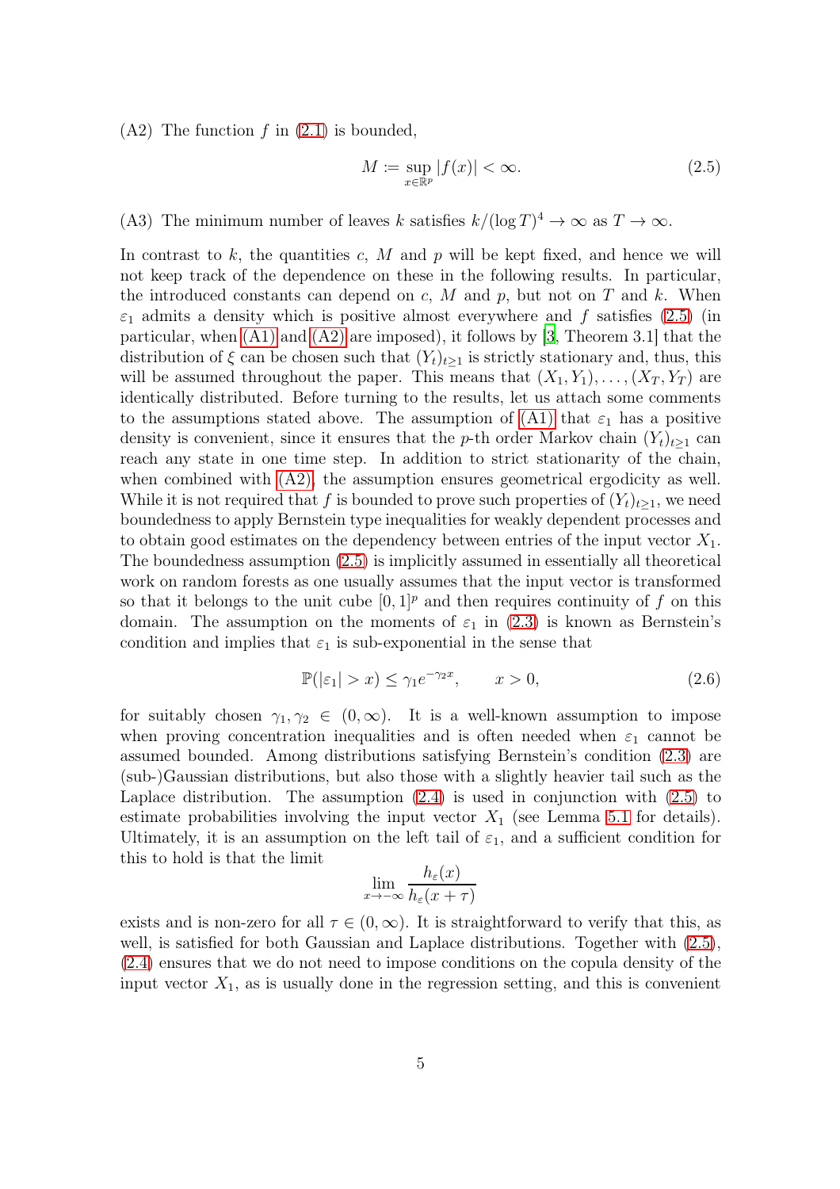(A2) The function $f$ in (2.1) is bounded,

$$M := \sup_{x \in \mathbb{R}^p} |f(x)| < \infty. \tag{2.5}$$

(A3) The minimum number of leaves $k$ satisfies $k/(\log T)^4 \to \infty$ as $T \to \infty$.

In contrast to $k$, the quantities $c$, $M$ and $p$ will be kept fixed, and hence we will not keep track of the dependence on these in the following results. In particular, the introduced constants can depend on $c$, $M$ and $p$, but not on $T$ and $k$. When $\varepsilon_1$ admits a density which is positive almost everywhere and $f$ satisfies (2.5) (in particular, when (A1) and (A2) are imposed), it follows by [3, Theorem 3.1] that the distribution of $\xi$ can be chosen such that $(Y_t)_{t\geq 1}$ is strictly stationary and, thus, this will be assumed throughout the paper. This means that $(X_1, Y_1), \ldots, (X_T, Y_T)$ are identically distributed. Before turning to the results, let us attach some comments to the assumptions stated above. The assumption of (A1) that $\varepsilon_1$ has a positive density is convenient, since it ensures that the $p$-th order Markov chain $(Y_t)_{t\geq 1}$ can reach any state in one time step. In addition to strict stationarity of the chain, when combined with (A2), the assumption ensures geometrical ergodicity as well. While it is not required that $f$ is bounded to prove such properties of $(Y_t)_{t\geq 1}$, we need boundedness to apply Bernstein type inequalities for weakly dependent processes and to obtain good estimates on the dependency between entries of the input vector $X_1$. The boundedness assumption (2.5) is implicitly assumed in essentially all theoretical work on random forests as one usually assumes that the input vector is transformed so that it belongs to the unit cube $[0,1]^p$ and then requires continuity of $f$ on this domain. The assumption on the moments of $\varepsilon_1$ in (2.3) is known as Bernstein's condition and implies that $\varepsilon_1$ is sub-exponential in the sense that

$$\mathbb{P}(|\varepsilon_1| > x) \leq \gamma_1 e^{-\gamma_2 x}, \qquad x > 0, \tag{2.6}$$

for suitably chosen $\gamma_1, \gamma_2 \in (0, \infty)$. It is a well-known assumption to impose when proving concentration inequalities and is often needed when $\varepsilon_1$ cannot be assumed bounded. Among distributions satisfying Bernstein's condition (2.3) are (sub-)Gaussian distributions, but also those with a slightly heavier tail such as the Laplace distribution. The assumption (2.4) is used in conjunction with (2.5) to estimate probabilities involving the input vector $X_1$ (see Lemma 5.1 for details). Ultimately, it is an assumption on the left tail of $\varepsilon_1$, and a sufficient condition for this to hold is that the limit

$$\lim_{x \to -\infty} \frac{h_\varepsilon(x)}{h_\varepsilon(x + \tau)}$$

exists and is non-zero for all $\tau \in (0, \infty)$. It is straightforward to verify that this, as well, is satisfied for both Gaussian and Laplace distributions. Together with (2.5), (2.4) ensures that we do not need to impose conditions on the copula density of the input vector $X_1$, as is usually done in the regression setting, and this is convenient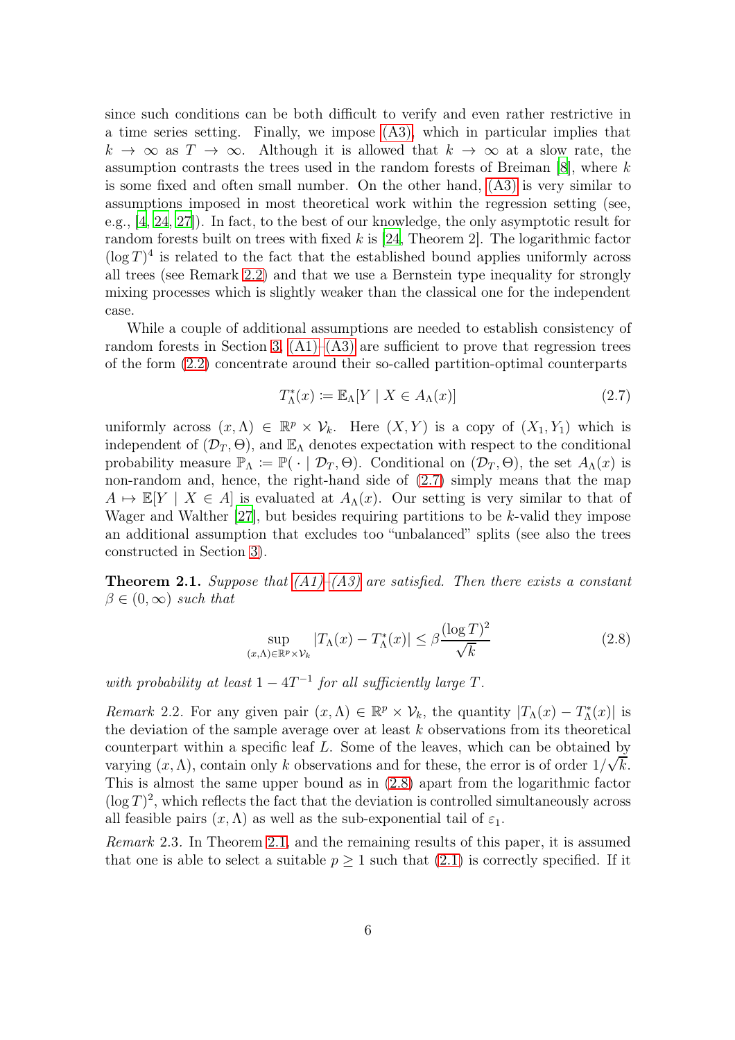since such conditions can be both difficult to verify and even rather restrictive in a time series setting. Finally, we impose (A3), which in particular implies that $k \to \infty$ as $T \to \infty$. Although it is allowed that $k \to \infty$ at a slow rate, the assumption contrasts the trees used in the random forests of Breiman [8], where $k$ is some fixed and often small number. On the other hand, (A3) is very similar to assumptions imposed in most theoretical work within the regression setting (see, e.g., [4, 24, 27]). In fact, to the best of our knowledge, the only asymptotic result for random forests built on trees with fixed $k$ is [24, Theorem 2]. The logarithmic factor $(\log T)^4$ is related to the fact that the established bound applies uniformly across all trees (see Remark 2.2) and that we use a Bernstein type inequality for strongly mixing processes which is slightly weaker than the classical one for the independent case.

While a couple of additional assumptions are needed to establish consistency of random forests in Section 3, (A1)–(A3) are sufficient to prove that regression trees of the form (2.2) concentrate around their so-called partition-optimal counterparts

$$T^*_\Lambda(x) := \mathbb{E}_\Lambda[Y \mid X \in A_\Lambda(x)] \tag{2.7}$$

uniformly across $(x, \Lambda) \in \mathbb{R}^p \times \mathcal{V}_k$. Here $(X, Y)$ is a copy of $(X_1, Y_1)$ which is independent of $(\mathcal{D}_T, \Theta)$, and $\mathbb{E}_\Lambda$ denotes expectation with respect to the conditional probability measure $\mathbb{P}_\Lambda := \mathbb{P}(\,\cdot \mid \mathcal{D}_T, \Theta)$. Conditional on $(\mathcal{D}_T, \Theta)$, the set $A_\Lambda(x)$ is non-random and, hence, the right-hand side of (2.7) simply means that the map $A \mapsto \mathbb{E}[Y \mid X \in A]$ is evaluated at $A_\Lambda(x)$. Our setting is very similar to that of Wager and Walther [27], but besides requiring partitions to be $k$-valid they impose an additional assumption that excludes too "unbalanced" splits (see also the trees constructed in Section 3).

**Theorem 2.1.** *Suppose that (A1)–(A3) are satisfied. Then there exists a constant $\beta \in (0, \infty)$ such that*

$$\sup_{(x,\Lambda) \in \mathbb{R}^p \times \mathcal{V}_k} |T_\Lambda(x) - T^*_\Lambda(x)| \leq \beta \frac{(\log T)^2}{\sqrt{k}} \tag{2.8}$$

*with probability at least $1 - 4T^{-1}$ for all sufficiently large $T$.*

*Remark* 2.2. For any given pair $(x, \Lambda) \in \mathbb{R}^p \times \mathcal{V}_k$, the quantity $|T_\Lambda(x) - T^*_\Lambda(x)|$ is the deviation of the sample average over at least $k$ observations from its theoretical counterpart within a specific leaf $L$. Some of the leaves, which can be obtained by varying $(x, \Lambda)$, contain only $k$ observations and for these, the error is of order $1/\sqrt{k}$. This is almost the same upper bound as in (2.8) apart from the logarithmic factor $(\log T)^2$, which reflects the fact that the deviation is controlled simultaneously across all feasible pairs $(x, \Lambda)$ as well as the sub-exponential tail of $\varepsilon_1$.

*Remark* 2.3. In Theorem 2.1, and the remaining results of this paper, it is assumed that one is able to select a suitable $p \geq 1$ such that (2.1) is correctly specified. If it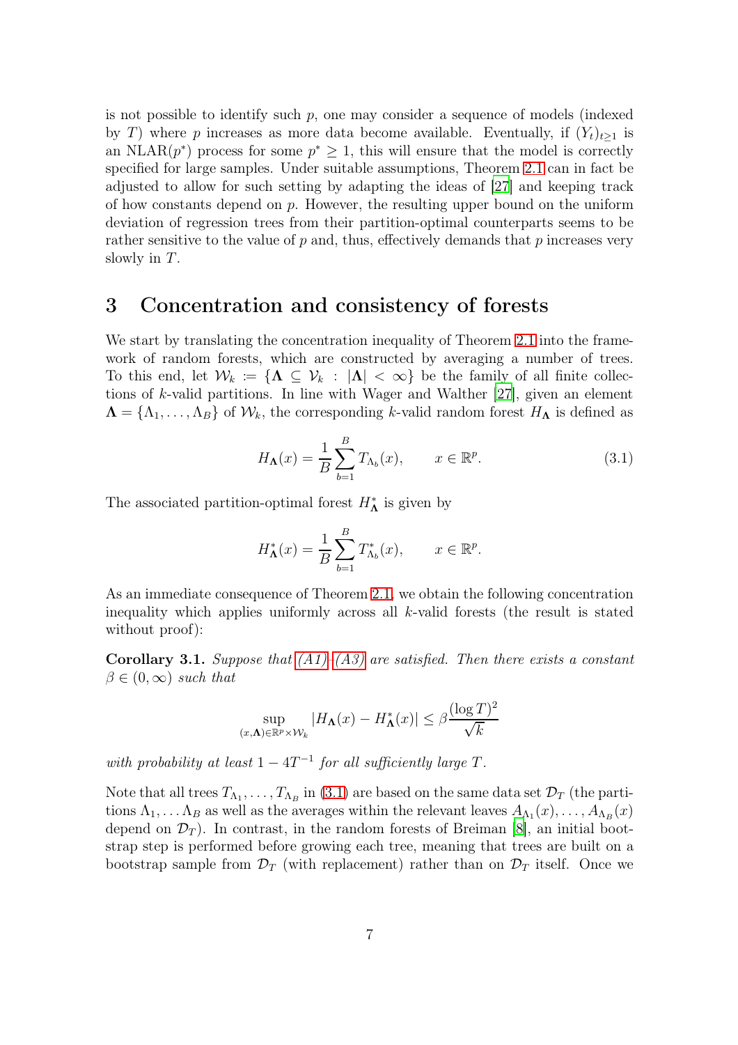is not possible to identify such $p$, one may consider a sequence of models (indexed by $T$) where $p$ increases as more data become available. Eventually, if $(Y_t)_{t\geq 1}$ is an NLAR($p^*$) process for some $p^* \geq 1$, this will ensure that the model is correctly specified for large samples. Under suitable assumptions, Theorem 2.1 can in fact be adjusted to allow for such setting by adapting the ideas of [27] and keeping track of how constants depend on $p$. However, the resulting upper bound on the uniform deviation of regression trees from their partition-optimal counterparts seems to be rather sensitive to the value of $p$ and, thus, effectively demands that $p$ increases very slowly in $T$.

# 3 Concentration and consistency of forests

We start by translating the concentration inequality of Theorem 2.1 into the framework of random forests, which are constructed by averaging a number of trees. To this end, let $\mathcal{W}_k := \{\mathbf{\Lambda} \subseteq \mathcal{V}_k : |\mathbf{\Lambda}| < \infty\}$ be the family of all finite collections of $k$-valid partitions. In line with Wager and Walther [27], given an element $\mathbf{\Lambda} = \{\Lambda_1, \ldots, \Lambda_B\}$ of $\mathcal{W}_k$, the corresponding $k$-valid random forest $H_{\mathbf{\Lambda}}$ is defined as

$$H_{\mathbf{\Lambda}}(x) = \frac{1}{B}\sum_{b=1}^{B} T_{\Lambda_b}(x), \qquad x \in \mathbb{R}^p. \tag{3.1}$$

The associated partition-optimal forest $H^*_{\mathbf{\Lambda}}$ is given by

$$H^*_{\mathbf{\Lambda}}(x) = \frac{1}{B}\sum_{b=1}^{B} T^*_{\Lambda_b}(x), \qquad x \in \mathbb{R}^p.$$

As an immediate consequence of Theorem 2.1, we obtain the following concentration inequality which applies uniformly across all $k$-valid forests (the result is stated without proof):

**Corollary 3.1.** *Suppose that (A1)–(A3) are satisfied. Then there exists a constant $\beta \in (0, \infty)$ such that*

$$\sup_{(x,\mathbf{\Lambda})\in\mathbb{R}^p\times\mathcal{W}_k} |H_{\mathbf{\Lambda}}(x) - H^*_{\mathbf{\Lambda}}(x)| \leq \beta\frac{(\log T)^2}{\sqrt{k}}$$

*with probability at least $1 - 4T^{-1}$ for all sufficiently large $T$.*

Note that all trees $T_{\Lambda_1}, \ldots, T_{\Lambda_B}$ in (3.1) are based on the same data set $\mathcal{D}_T$ (the partitions $\Lambda_1, \ldots \Lambda_B$ as well as the averages within the relevant leaves $A_{\Lambda_1}(x), \ldots, A_{\Lambda_B}(x)$ depend on $\mathcal{D}_T$). In contrast, in the random forests of Breiman [8], an initial bootstrap step is performed before growing each tree, meaning that trees are built on a bootstrap sample from $\mathcal{D}_T$ (with replacement) rather than on $\mathcal{D}_T$ itself. Once we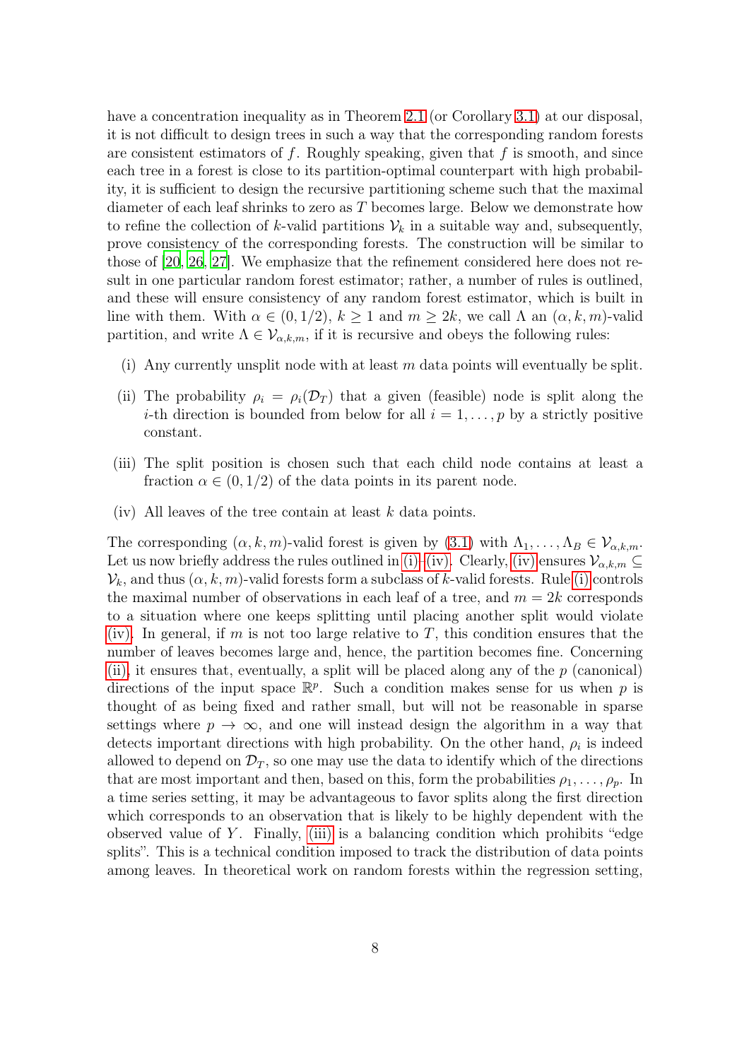have a concentration inequality as in Theorem 2.1 (or Corollary 3.1) at our disposal, it is not difficult to design trees in such a way that the corresponding random forests are consistent estimators of $f$. Roughly speaking, given that $f$ is smooth, and since each tree in a forest is close to its partition-optimal counterpart with high probability, it is sufficient to design the recursive partitioning scheme such that the maximal diameter of each leaf shrinks to zero as $T$ becomes large. Below we demonstrate how to refine the collection of $k$-valid partitions $\mathcal{V}_k$ in a suitable way and, subsequently, prove consistency of the corresponding forests. The construction will be similar to those of [20, 26, 27]. We emphasize that the refinement considered here does not result in one particular random forest estimator; rather, a number of rules is outlined, and these will ensure consistency of any random forest estimator, which is built in line with them. With $\alpha \in (0, 1/2)$, $k \geq 1$ and $m \geq 2k$, we call $\Lambda$ an $(\alpha, k, m)$-valid partition, and write $\Lambda \in \mathcal{V}_{\alpha,k,m}$, if it is recursive and obeys the following rules:

(i) Any currently unsplit node with at least $m$ data points will eventually be split.

(ii) The probability $\rho_i = \rho_i(\mathcal{D}_T)$ that a given (feasible) node is split along the $i$-th direction is bounded from below for all $i = 1, \ldots, p$ by a strictly positive constant.

(iii) The split position is chosen such that each child node contains at least a fraction $\alpha \in (0, 1/2)$ of the data points in its parent node.

(iv) All leaves of the tree contain at least $k$ data points.

The corresponding $(\alpha, k, m)$-valid forest is given by (3.1) with $\Lambda_1, \ldots, \Lambda_B \in \mathcal{V}_{\alpha,k,m}$. Let us now briefly address the rules outlined in (i)–(iv). Clearly, (iv) ensures $\mathcal{V}_{\alpha,k,m} \subseteq \mathcal{V}_k$, and thus $(\alpha, k, m)$-valid forests form a subclass of $k$-valid forests. Rule (i) controls the maximal number of observations in each leaf of a tree, and $m = 2k$ corresponds to a situation where one keeps splitting until placing another split would violate (iv). In general, if $m$ is not too large relative to $T$, this condition ensures that the number of leaves becomes large and, hence, the partition becomes fine. Concerning (ii), it ensures that, eventually, a split will be placed along any of the $p$ (canonical) directions of the input space $\mathbb{R}^p$. Such a condition makes sense for us when $p$ is thought of as being fixed and rather small, but will not be reasonable in sparse settings where $p \to \infty$, and one will instead design the algorithm in a way that detects important directions with high probability. On the other hand, $\rho_i$ is indeed allowed to depend on $\mathcal{D}_T$, so one may use the data to identify which of the directions that are most important and then, based on this, form the probabilities $\rho_1, \ldots, \rho_p$. In a time series setting, it may be advantageous to favor splits along the first direction which corresponds to an observation that is likely to be highly dependent with the observed value of $Y$. Finally, (iii) is a balancing condition which prohibits "edge splits". This is a technical condition imposed to track the distribution of data points among leaves. In theoretical work on random forests within the regression setting,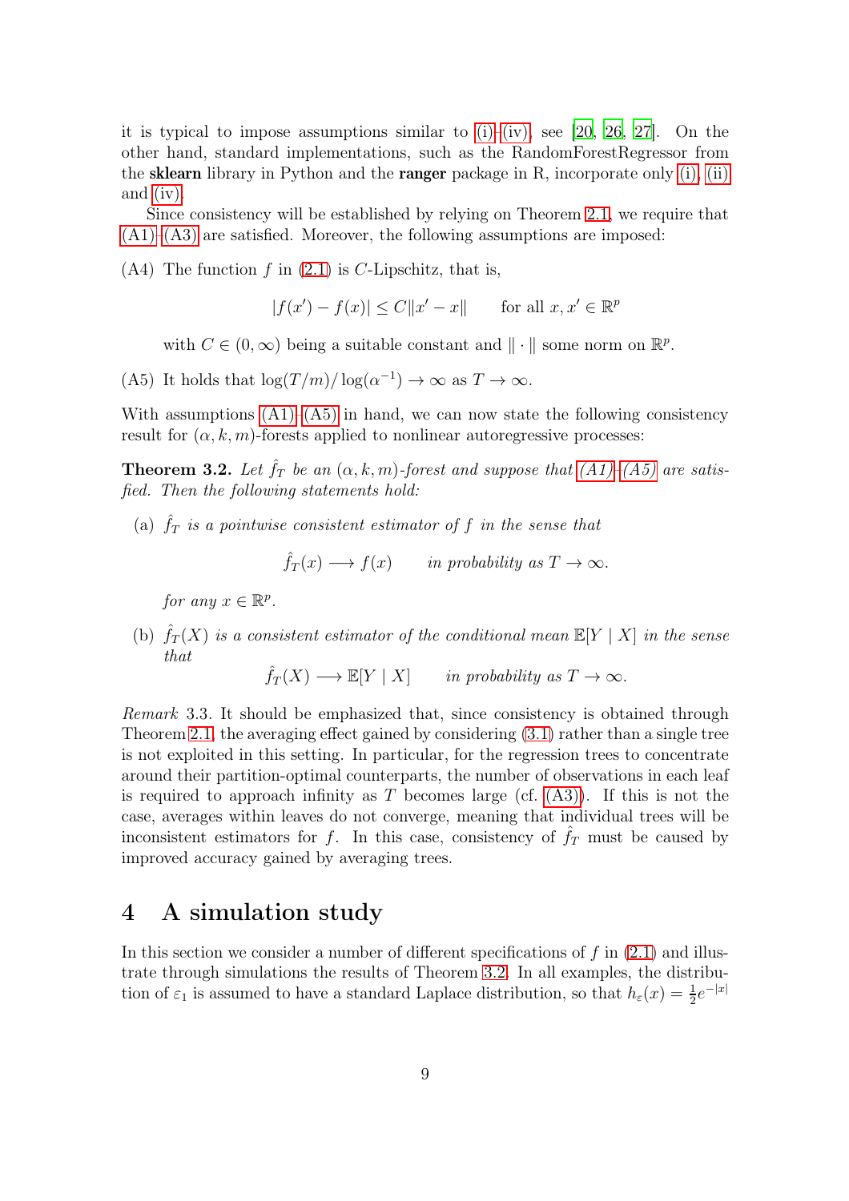it is typical to impose assumptions similar to (i)–(iv), see [20, 26, 27]. On the other hand, standard implementations, such as the RandomForestRegressor from the **sklearn** library in Python and the **ranger** package in R, incorporate only (i), (ii) and (iv).

Since consistency will be established by relying on Theorem 2.1, we require that (A1)–(A3) are satisfied. Moreover, the following assumptions are imposed:

(A4) The function $f$ in (2.1) is $C$-Lipschitz, that is,

$$|f(x') - f(x)| \leq C\|x' - x\| \qquad \text{for all } x, x' \in \mathbb{R}^p$$

with $C \in (0, \infty)$ being a suitable constant and $\|\cdot\|$ some norm on $\mathbb{R}^p$.

(A5) It holds that $\log(T/m)/\log(\alpha^{-1}) \to \infty$ as $T \to \infty$.

With assumptions (A1)–(A5) in hand, we can now state the following consistency result for $(\alpha, k, m)$-forests applied to nonlinear autoregressive processes:

**Theorem 3.2.** *Let $\hat{f}_T$ be an $(\alpha, k, m)$-forest and suppose that (A1)–(A5) are satisfied. Then the following statements hold:*

(a) *$\hat{f}_T$ is a pointwise consistent estimator of $f$ in the sense that*

$$\hat{f}_T(x) \longrightarrow f(x) \qquad \text{in probability as } T \to \infty.$$

*for any $x \in \mathbb{R}^p$.*

(b) *$\hat{f}_T(X)$ is a consistent estimator of the conditional mean $\mathbb{E}[Y \mid X]$ in the sense that*

$$\hat{f}_T(X) \longrightarrow \mathbb{E}[Y \mid X] \qquad \text{in probability as } T \to \infty.$$

*Remark* 3.3. It should be emphasized that, since consistency is obtained through Theorem 2.1, the averaging effect gained by considering (3.1) rather than a single tree is not exploited in this setting. In particular, for the regression trees to concentrate around their partition-optimal counterparts, the number of observations in each leaf is required to approach infinity as $T$ becomes large (cf. (A3)). If this is not the case, averages within leaves do not converge, meaning that individual trees will be inconsistent estimators for $f$. In this case, consistency of $\hat{f}_T$ must be caused by improved accuracy gained by averaging trees.

# 4 A simulation study

In this section we consider a number of different specifications of $f$ in (2.1) and illustrate through simulations the results of Theorem 3.2. In all examples, the distribution of $\varepsilon_1$ is assumed to have a standard Laplace distribution, so that $h_\varepsilon(x) = \frac{1}{2}e^{-|x|}$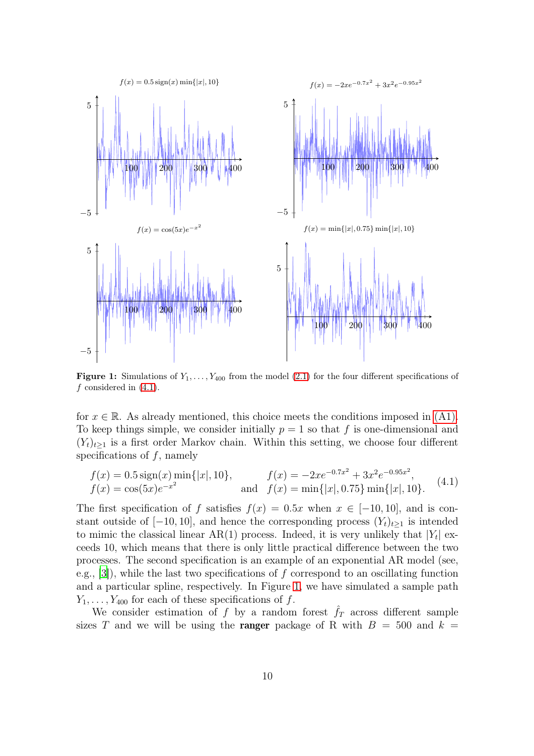**Figure 1:** Simulations of $Y_1, \dots, Y_{400}$ from the model (2.1) for the four different specifications of $f$ considered in (4.1).

for $x \in \mathbb{R}$. As already mentioned, this choice meets the conditions imposed in (A1). To keep things simple, we consider initially $p = 1$ so that $f$ is one-dimensional and $(Y_t)_{t \geq 1}$ is a first order Markov chain. Within this setting, we choose four different specifications of $f$, namely

$$
\begin{aligned}
&f(x) = 0.5\,\mathrm{sign}(x)\min\{|x|, 10\}, \qquad && f(x) = -2xe^{-0.7x^2} + 3x^2e^{-0.95x^2}, \\
&f(x) = \cos(5x)e^{-x^2} \qquad \text{and} && f(x) = \min\{|x|, 0.75\}\min\{|x|, 10\}.
\end{aligned} \tag{4.1}
$$

The first specification of $f$ satisfies $f(x) = 0.5x$ when $x \in [-10, 10]$, and is constant outside of $[-10, 10]$, and hence the corresponding process $(Y_t)_{t \geq 1}$ is intended to mimic the classical linear AR(1) process. Indeed, it is very unlikely that $|Y_t|$ exceeds 10, which means that there is only little practical difference between the two processes. The second specification is an example of an exponential AR model (see, e.g., [3]), while the last two specifications of $f$ correspond to an oscillating function and a particular spline, respectively. In Figure 1, we have simulated a sample path $Y_1, \dots, Y_{400}$ for each of these specifications of $f$.

We consider estimation of $f$ by a random forest $\hat{f}_T$ across different sample sizes $T$ and we will be using the **ranger** package of R with $B = 500$ and $k =$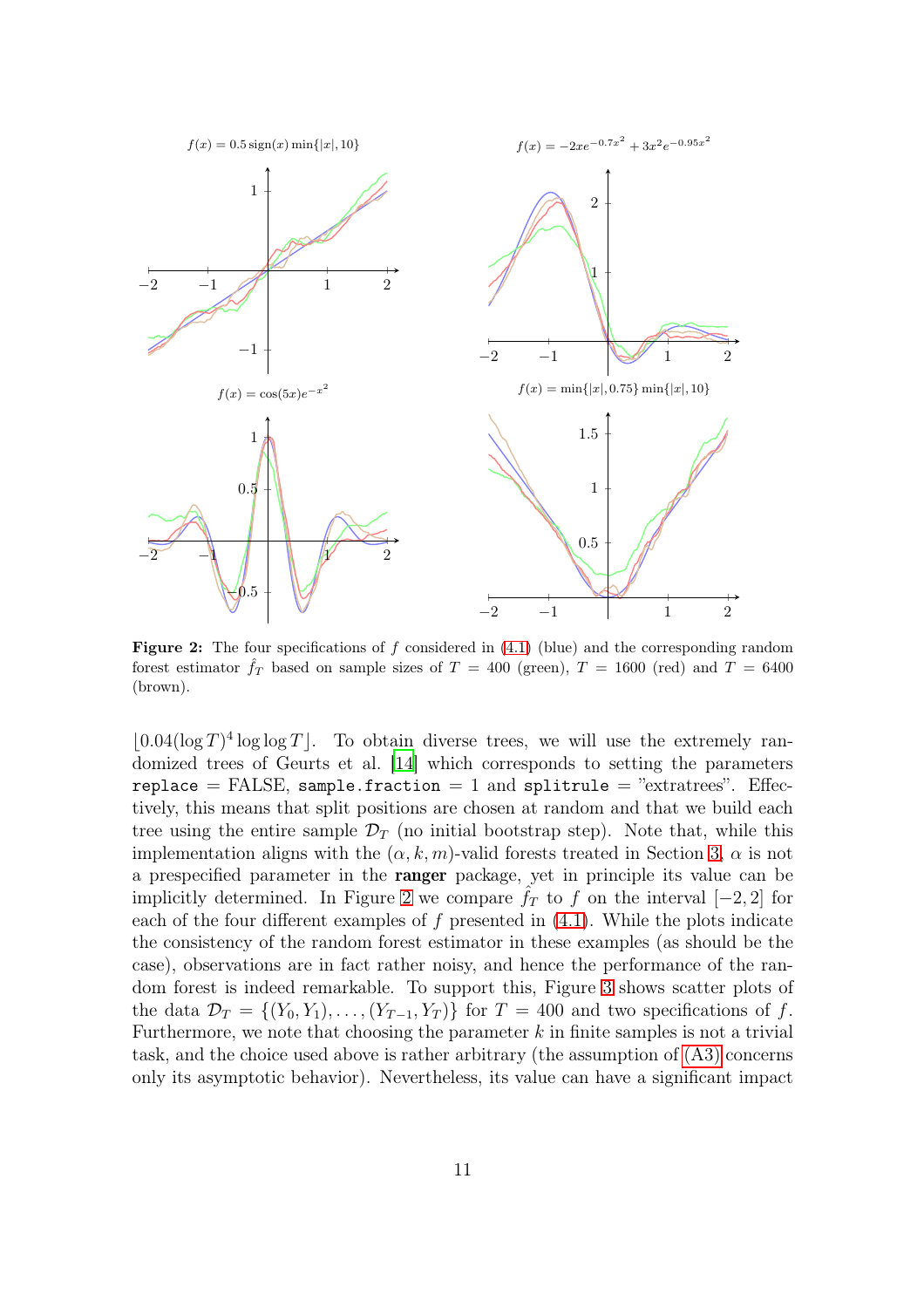$f(x) = 0.5\,\mathrm{sign}(x)\min\{|x|, 10\}$

$f(x) = -2xe^{-0.7x^2} + 3x^2e^{-0.95x^2}$

$f(x) = \cos(5x)e^{-x^2}$

$f(x) = \min\{|x|, 0.75\}\min\{|x|, 10\}$

**Figure 2:** The four specifications of $f$ considered in (4.1) (blue) and the corresponding random forest estimator $\hat{f}_T$ based on sample sizes of $T = 400$ (green), $T = 1600$ (red) and $T = 6400$ (brown).

$\lfloor 0.04(\log T)^4 \log\log T \rfloor$. To obtain diverse trees, we will use the extremely randomized trees of Geurts et al. [14] which corresponds to setting the parameters `replace` = FALSE, `sample.fraction` = 1 and `splitrule` = "extratrees". Effectively, this means that split positions are chosen at random and that we build each tree using the entire sample $\mathcal{D}_T$ (no initial bootstrap step). Note that, while this implementation aligns with the $(\alpha, k, m)$-valid forests treated in Section 3, $\alpha$ is not a prespecified parameter in the **ranger** package, yet in principle its value can be implicitly determined. In Figure 2 we compare $\hat{f}_T$ to $f$ on the interval $[-2, 2]$ for each of the four different examples of $f$ presented in (4.1). While the plots indicate the consistency of the random forest estimator in these examples (as should be the case), observations are in fact rather noisy, and hence the performance of the random forest is indeed remarkable. To support this, Figure 3 shows scatter plots of the data $\mathcal{D}_T = \{(Y_0, Y_1), \ldots, (Y_{T-1}, Y_T)\}$ for $T = 400$ and two specifications of $f$. Furthermore, we note that choosing the parameter $k$ in finite samples is not a trivial task, and the choice used above is rather arbitrary (the assumption of (A3) concerns only its asymptotic behavior). Nevertheless, its value can have a significant impact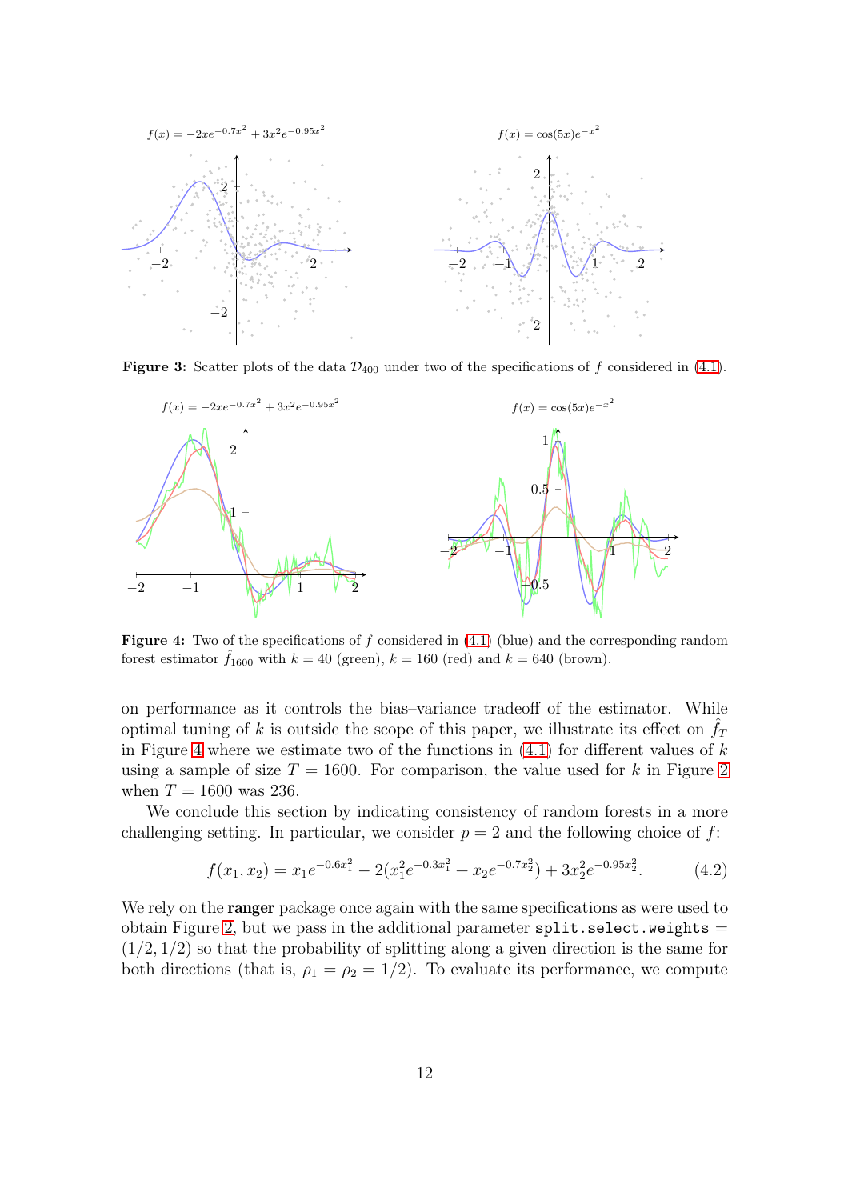Figure 3: Scatter plots of the data $\mathcal{D}_{400}$ under two of the specifications of $f$ considered in (4.1).

Figure 4: Two of the specifications of $f$ considered in (4.1) (blue) and the corresponding random forest estimator $\hat{f}_{1600}$ with $k = 40$ (green), $k = 160$ (red) and $k = 640$ (brown).

on performance as it controls the bias–variance tradeoff of the estimator. While optimal tuning of $k$ is outside the scope of this paper, we illustrate its effect on $\hat{f}_T$ in Figure 4 where we estimate two of the functions in (4.1) for different values of $k$ using a sample of size $T = 1600$. For comparison, the value used for $k$ in Figure 2 when $T = 1600$ was 236.

We conclude this section by indicating consistency of random forests in a more challenging setting. In particular, we consider $p = 2$ and the following choice of $f$:

$$f(x_1, x_2) = x_1 e^{-0.6x_1^2} - 2(x_1^2 e^{-0.3x_1^2} + x_2 e^{-0.7x_2^2}) + 3x_2^2 e^{-0.95x_2^2}. \tag{4.2}$$

We rely on the **ranger** package once again with the same specifications as were used to obtain Figure 2, but we pass in the additional parameter `split.select.weights` $=$ $(1/2, 1/2)$ so that the probability of splitting along a given direction is the same for both directions (that is, $\rho_1 = \rho_2 = 1/2$). To evaluate its performance, we compute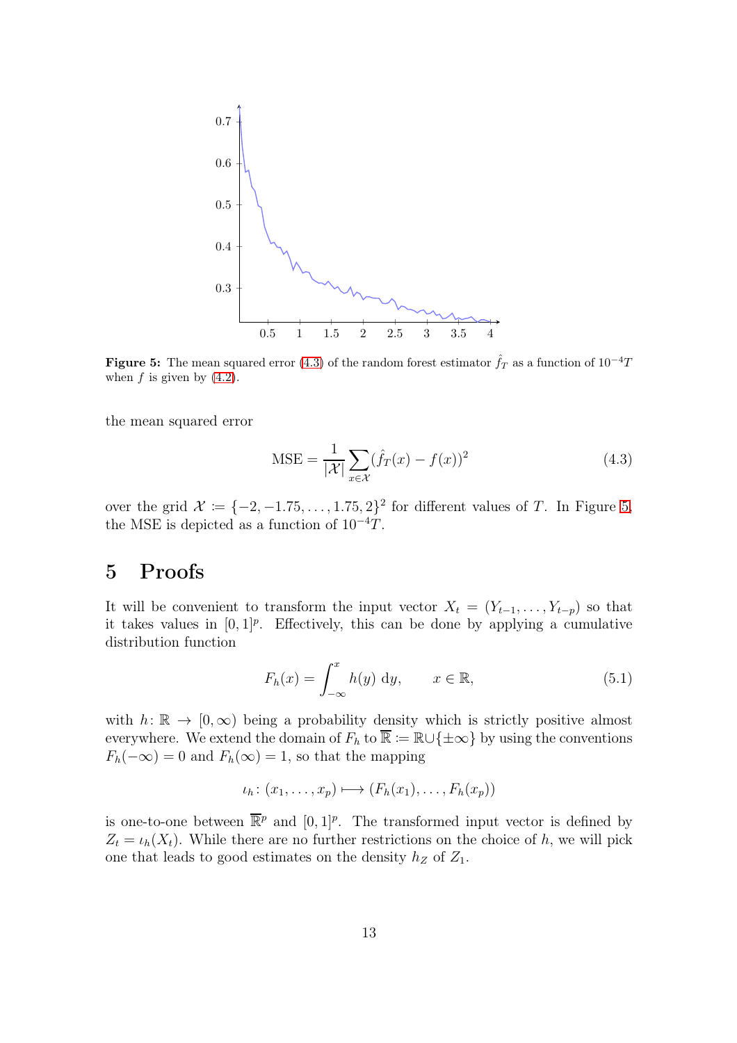**Figure 5:** The mean squared error (4.3) of the random forest estimator $\hat{f}_T$ as a function of $10^{-4}T$ when $f$ is given by (4.2).

the mean squared error

$$\mathrm{MSE} = \frac{1}{|\mathcal{X}|}\sum_{x\in\mathcal{X}}(\hat{f}_T(x) - f(x))^2 \tag{4.3}$$

over the grid $\mathcal{X} \coloneqq \{-2, -1.75, \dots, 1.75, 2\}^2$ for different values of $T$. In Figure 5, the MSE is depicted as a function of $10^{-4}T$.

# 5 Proofs

It will be convenient to transform the input vector $X_t = (Y_{t-1}, \dots, Y_{t-p})$ so that it takes values in $[0,1]^p$. Effectively, this can be done by applying a cumulative distribution function

$$F_h(x) = \int_{-\infty}^{x} h(y)\ \mathrm{d}y, \qquad x \in \mathbb{R}, \tag{5.1}$$

with $h\colon \mathbb{R} \to [0,\infty)$ being a probability density which is strictly positive almost everywhere. We extend the domain of $F_h$ to $\overline{\mathbb{R}} \coloneqq \mathbb{R}\cup\{\pm\infty\}$ by using the conventions $F_h(-\infty) = 0$ and $F_h(\infty) = 1$, so that the mapping

$$\iota_h\colon (x_1,\dots,x_p) \longmapsto (F_h(x_1),\dots,F_h(x_p))$$

is one-to-one between $\overline{\mathbb{R}}^p$ and $[0,1]^p$. The transformed input vector is defined by $Z_t = \iota_h(X_t)$. While there are no further restrictions on the choice of $h$, we will pick one that leads to good estimates on the density $h_Z$ of $Z_1$.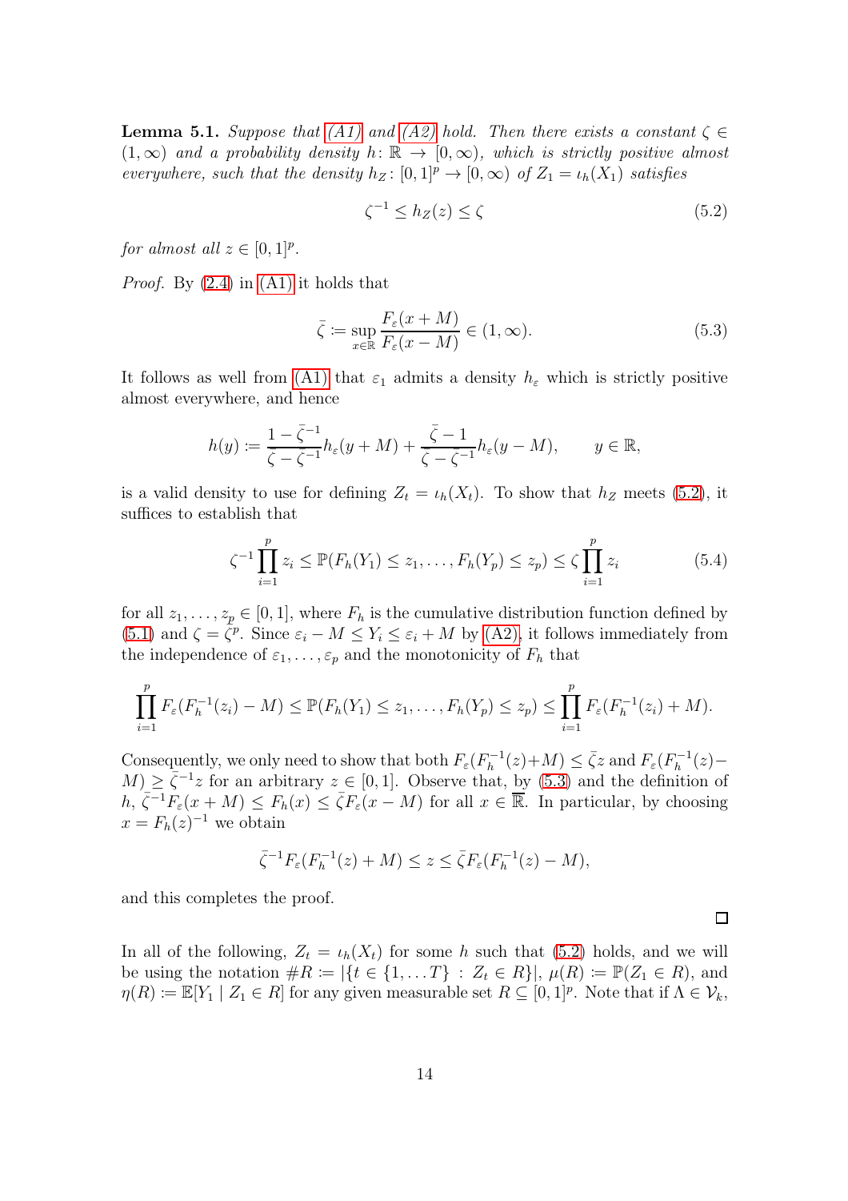**Lemma 5.1.** *Suppose that (A1) and (A2) hold. Then there exists a constant $\zeta \in (1,\infty)$ and a probability density $h\colon \mathbb{R} \to [0,\infty)$, which is strictly positive almost everywhere, such that the density $h_Z\colon [0,1]^p \to [0,\infty)$ of $Z_1 = \iota_h(X_1)$ satisfies*

$$\zeta^{-1} \leq h_Z(z) \leq \zeta \tag{5.2}$$

*for almost all $z \in [0,1]^p$.*

*Proof.* By (2.4) in (A1) it holds that

$$\bar{\zeta} \coloneqq \sup_{x\in\mathbb{R}} \frac{F_\varepsilon(x+M)}{F_\varepsilon(x-M)} \in (1,\infty). \tag{5.3}$$

It follows as well from (A1) that $\varepsilon_1$ admits a density $h_\varepsilon$ which is strictly positive almost everywhere, and hence

$$h(y) \coloneqq \frac{1-\bar{\zeta}^{-1}}{\bar{\zeta}-\bar{\zeta}^{-1}} h_\varepsilon(y+M) + \frac{\bar{\zeta}-1}{\bar{\zeta}-\bar{\zeta}^{-1}} h_\varepsilon(y-M), \qquad y \in \mathbb{R},$$

is a valid density to use for defining $Z_t = \iota_h(X_t)$. To show that $h_Z$ meets (5.2), it suffices to establish that

$$\zeta^{-1} \prod_{i=1}^p z_i \leq \mathbb{P}(F_h(Y_1) \leq z_1, \ldots, F_h(Y_p) \leq z_p) \leq \zeta \prod_{i=1}^p z_i \tag{5.4}$$

for all $z_1,\ldots,z_p \in [0,1]$, where $F_h$ is the cumulative distribution function defined by (5.1) and $\zeta = \bar{\zeta}^p$. Since $\varepsilon_i - M \leq Y_i \leq \varepsilon_i + M$ by (A2), it follows immediately from the independence of $\varepsilon_1,\ldots,\varepsilon_p$ and the monotonicity of $F_h$ that

$$\prod_{i=1}^p F_\varepsilon(F_h^{-1}(z_i) - M) \leq \mathbb{P}(F_h(Y_1) \leq z_1, \ldots, F_h(Y_p) \leq z_p) \leq \prod_{i=1}^p F_\varepsilon(F_h^{-1}(z_i) + M).$$

Consequently, we only need to show that both $F_\varepsilon(F_h^{-1}(z)+M) \leq \bar{\zeta} z$ and $F_\varepsilon(F_h^{-1}(z) - M) \geq \bar{\zeta}^{-1} z$ for an arbitrary $z \in [0,1]$. Observe that, by (5.3) and the definition of $h$, $\bar{\zeta}^{-1} F_\varepsilon(x+M) \leq F_h(x) \leq \bar{\zeta} F_\varepsilon(x-M)$ for all $x \in \overline{\mathbb{R}}$. In particular, by choosing $x = F_h(z)^{-1}$ we obtain

$$\bar{\zeta}^{-1} F_\varepsilon(F_h^{-1}(z) + M) \leq z \leq \bar{\zeta} F_\varepsilon(F_h^{-1}(z) - M),$$

and this completes the proof. $\square$

In all of the following, $Z_t = \iota_h(X_t)$ for some $h$ such that (5.2) holds, and we will be using the notation $\#R \coloneqq |\{t \in \{1,\ldots T\} : Z_t \in R\}|$, $\mu(R) \coloneqq \mathbb{P}(Z_1 \in R)$, and $\eta(R) \coloneqq \mathbb{E}[Y_1 \mid Z_1 \in R]$ for any given measurable set $R \subseteq [0,1]^p$. Note that if $\Lambda \in \mathcal{V}_k$,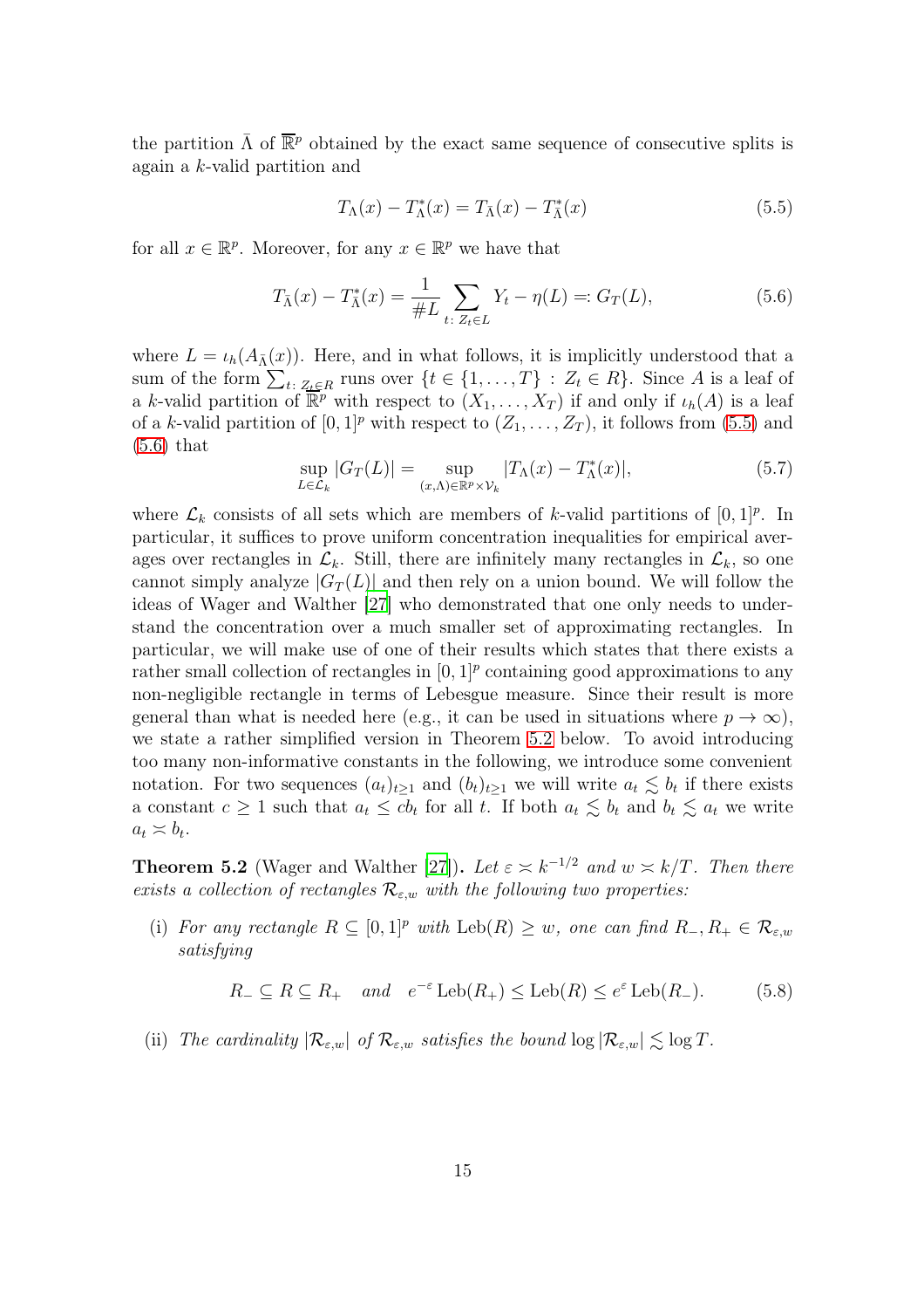the partition $\bar{\Lambda}$ of $\overline{\mathbb{R}}^p$ obtained by the exact same sequence of consecutive splits is again a $k$-valid partition and

$$T_\Lambda(x) - T^*_\Lambda(x) = T_{\bar{\Lambda}}(x) - T^*_{\bar{\Lambda}}(x) \tag{5.5}$$

for all $x \in \mathbb{R}^p$. Moreover, for any $x \in \mathbb{R}^p$ we have that

$$T_{\bar{\Lambda}}(x) - T^*_{\bar{\Lambda}}(x) = \frac{1}{\#L} \sum_{t\colon Z_t \in L} Y_t - \eta(L) =: G_T(L), \tag{5.6}$$

where $L = \iota_h(A_{\bar{\Lambda}}(x))$. Here, and in what follows, it is implicitly understood that a sum of the form $\sum_{t\colon Z_t \in R}$ runs over $\{t \in \{1, \ldots, T\} : Z_t \in R\}$. Since $A$ is a leaf of a $k$-valid partition of $\overline{\mathbb{R}}^p$ with respect to $(X_1, \ldots, X_T)$ if and only if $\iota_h(A)$ is a leaf of a $k$-valid partition of $[0, 1]^p$ with respect to $(Z_1, \ldots, Z_T)$, it follows from (5.5) and (5.6) that

$$\sup_{L \in \mathcal{L}_k} |G_T(L)| = \sup_{(x,\Lambda) \in \mathbb{R}^p \times \mathcal{V}_k} |T_\Lambda(x) - T^*_\Lambda(x)|, \tag{5.7}$$

where $\mathcal{L}_k$ consists of all sets which are members of $k$-valid partitions of $[0, 1]^p$. In particular, it suffices to prove uniform concentration inequalities for empirical averages over rectangles in $\mathcal{L}_k$. Still, there are infinitely many rectangles in $\mathcal{L}_k$, so one cannot simply analyze $|G_T(L)|$ and then rely on a union bound. We will follow the ideas of Wager and Walther [27] who demonstrated that one only needs to understand the concentration over a much smaller set of approximating rectangles. In particular, we will make use of one of their results which states that there exists a rather small collection of rectangles in $[0, 1]^p$ containing good approximations to any non-negligible rectangle in terms of Lebesgue measure. Since their result is more general than what is needed here (e.g., it can be used in situations where $p \to \infty$), we state a rather simplified version in Theorem 5.2 below. To avoid introducing too many non-informative constants in the following, we introduce some convenient notation. For two sequences $(a_t)_{t\geq 1}$ and $(b_t)_{t\geq 1}$ we will write $a_t \lesssim b_t$ if there exists a constant $c \geq 1$ such that $a_t \leq c b_t$ for all $t$. If both $a_t \lesssim b_t$ and $b_t \lesssim a_t$ we write $a_t \asymp b_t$.

**Theorem 5.2** (Wager and Walther [27]). *Let $\varepsilon \asymp k^{-1/2}$ and $w \asymp k/T$. Then there exists a collection of rectangles $\mathcal{R}_{\varepsilon,w}$ with the following two properties:*

(i) *For any rectangle $R \subseteq [0, 1]^p$ with $\mathrm{Leb}(R) \geq w$, one can find $R_-, R_+ \in \mathcal{R}_{\varepsilon,w}$ satisfying*

$$R_- \subseteq R \subseteq R_+ \quad \textit{and} \quad e^{-\varepsilon}\,\mathrm{Leb}(R_+) \leq \mathrm{Leb}(R) \leq e^{\varepsilon}\,\mathrm{Leb}(R_-). \tag{5.8}$$

(ii) *The cardinality $|\mathcal{R}_{\varepsilon,w}|$ of $\mathcal{R}_{\varepsilon,w}$ satisfies the bound $\log |\mathcal{R}_{\varepsilon,w}| \lesssim \log T$.*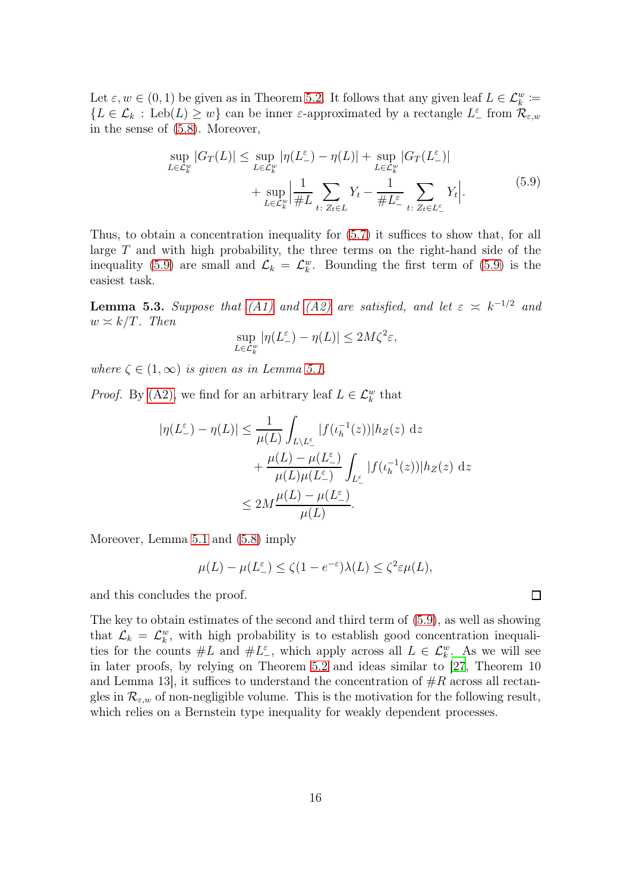Let $\varepsilon, w \in (0,1)$ be given as in Theorem 5.2. It follows that any given leaf $L \in \mathcal{L}_k^w \coloneqq \{L \in \mathcal{L}_k : \mathrm{Leb}(L) \geq w\}$ can be inner $\varepsilon$-approximated by a rectangle $L_-^\varepsilon$ from $\mathcal{R}_{\varepsilon,w}$ in the sense of (5.8). Moreover,

$$
\begin{aligned}
\sup_{L \in \mathcal{L}_k^w} |G_T(L)| \leq \sup_{L \in \mathcal{L}_k^w} |\eta(L_-^\varepsilon) - \eta(L)| + \sup_{L \in \mathcal{L}_k^w} |G_T(L_-^\varepsilon)| \\
+ \sup_{L \in \mathcal{L}_k^w} \Big| \frac{1}{\# L} \sum_{t:\, Z_t \in L} Y_t - \frac{1}{\# L_-^\varepsilon} \sum_{t:\, Z_t \in L_-^\varepsilon} Y_t \Big|.
\end{aligned} \tag{5.9}
$$

Thus, to obtain a concentration inequality for (5.7) it suffices to show that, for all large $T$ and with high probability, the three terms on the right-hand side of the inequality (5.9) are small and $\mathcal{L}_k = \mathcal{L}_k^w$. Bounding the first term of (5.9) is the easiest task.

**Lemma 5.3.** *Suppose that (A1) and (A2) are satisfied, and let $\varepsilon \asymp k^{-1/2}$ and $w \asymp k/T$. Then*

$$
\sup_{L \in \mathcal{L}_k^w} |\eta(L_-^\varepsilon) - \eta(L)| \leq 2M\zeta^2\varepsilon,
$$

*where $\zeta \in (1,\infty)$ is given as in Lemma 5.1.*

*Proof.* By (A2), we find for an arbitrary leaf $L \in \mathcal{L}_k^w$ that

$$
\begin{aligned}
|\eta(L_-^\varepsilon) - \eta(L)| &\leq \frac{1}{\mu(L)} \int_{L \setminus L_-^\varepsilon} |f(\iota_h^{-1}(z))| h_Z(z) \, \mathrm{d}z \\
&\quad + \frac{\mu(L) - \mu(L_-^\varepsilon)}{\mu(L)\mu(L_-^\varepsilon)} \int_{L_-^\varepsilon} |f(\iota_h^{-1}(z))| h_Z(z) \, \mathrm{d}z \\
&\leq 2M \frac{\mu(L) - \mu(L_-^\varepsilon)}{\mu(L)}.
\end{aligned}
$$

Moreover, Lemma 5.1 and (5.8) imply

$$
\mu(L) - \mu(L_-^\varepsilon) \leq \zeta(1 - e^{-\varepsilon})\lambda(L) \leq \zeta^2 \varepsilon \mu(L),
$$

and this concludes the proof. $\square$

The key to obtain estimates of the second and third term of (5.9), as well as showing that $\mathcal{L}_k = \mathcal{L}_k^w$, with high probability is to establish good concentration inequalities for the counts $\# L$ and $\# L_-^\varepsilon$, which apply across all $L \in \mathcal{L}_k^w$. As we will see in later proofs, by relying on Theorem 5.2 and ideas similar to [27, Theorem 10 and Lemma 13], it suffices to understand the concentration of $\# R$ across all rectangles in $\mathcal{R}_{\varepsilon,w}$ of non-negligible volume. This is the motivation for the following result, which relies on a Bernstein type inequality for weakly dependent processes.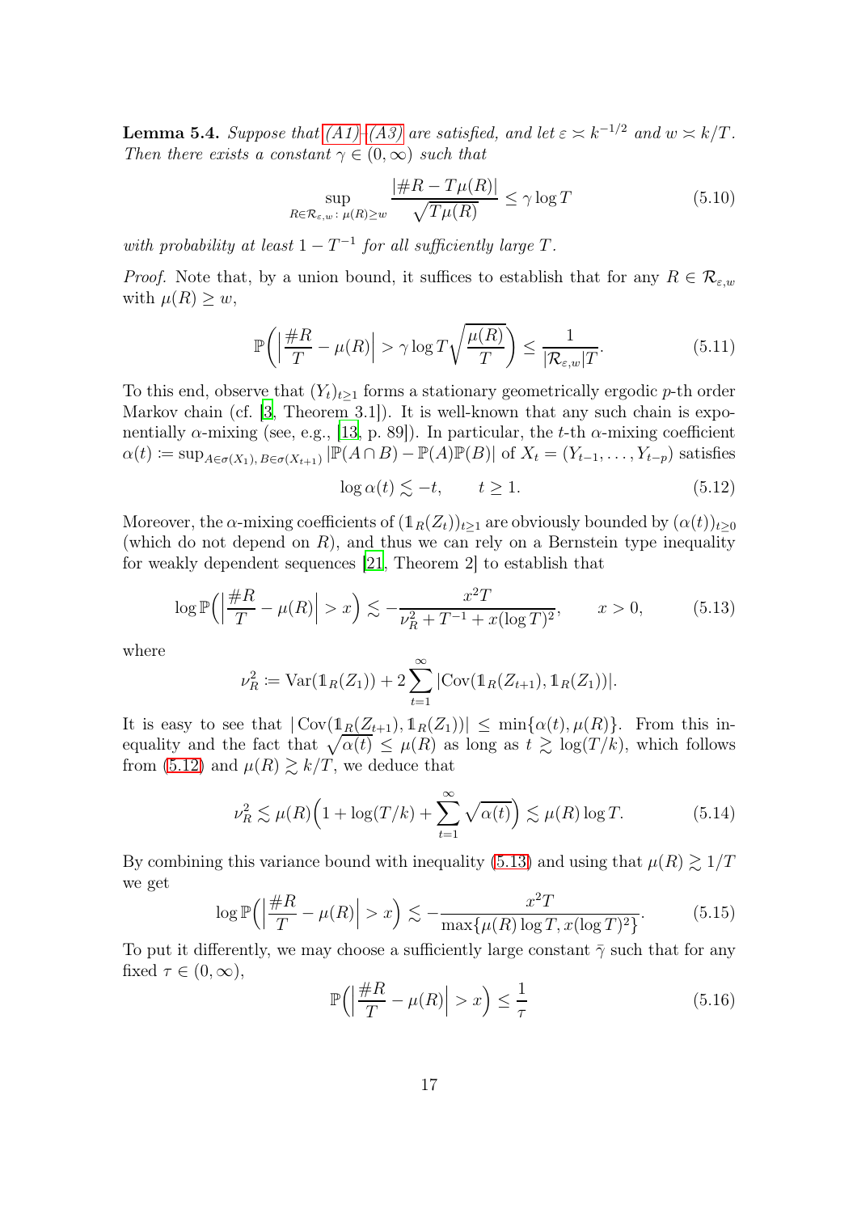**Lemma 5.4.** *Suppose that (A1)–(A3) are satisfied, and let $\varepsilon \asymp k^{-1/2}$ and $w \asymp k/T$. Then there exists a constant $\gamma \in (0, \infty)$ such that*

$$\sup_{R \in \mathcal{R}_{\varepsilon,w} : \, \mu(R) \geq w} \frac{|\#R - T\mu(R)|}{\sqrt{T\mu(R)}} \leq \gamma \log T \tag{5.10}$$

*with probability at least $1 - T^{-1}$ for all sufficiently large $T$.*

*Proof.* Note that, by a union bound, it suffices to establish that for any $R \in \mathcal{R}_{\varepsilon,w}$ with $\mu(R) \geq w$,

$$\mathbb{P}\Big( \Big| \frac{\#R}{T} - \mu(R) \Big| > \gamma \log T \sqrt{\frac{\mu(R)}{T}} \Big) \leq \frac{1}{|\mathcal{R}_{\varepsilon,w}| T}. \tag{5.11}$$

To this end, observe that $(Y_t)_{t \geq 1}$ forms a stationary geometrically ergodic $p$-th order Markov chain (cf. [3, Theorem 3.1]). It is well-known that any such chain is exponentially $\alpha$-mixing (see, e.g., [13, p. 89]). In particular, the $t$-th $\alpha$-mixing coefficient $\alpha(t) \coloneqq \sup_{A \in \sigma(X_1),\, B \in \sigma(X_{t+1})} |\mathbb{P}(A \cap B) - \mathbb{P}(A)\mathbb{P}(B)|$ of $X_t = (Y_{t-1}, \ldots, Y_{t-p})$ satisfies

$$\log \alpha(t) \lesssim -t, \qquad t \geq 1. \tag{5.12}$$

Moreover, the $\alpha$-mixing coefficients of $(\mathbb{1}_R(Z_t))_{t \geq 1}$ are obviously bounded by $(\alpha(t))_{t \geq 0}$ (which do not depend on $R$), and thus we can rely on a Bernstein type inequality for weakly dependent sequences [21, Theorem 2] to establish that

$$\log \mathbb{P}\Big( \Big| \frac{\#R}{T} - \mu(R) \Big| > x \Big) \lesssim -\frac{x^2 T}{\nu_R^2 + T^{-1} + x(\log T)^2}, \qquad x > 0, \tag{5.13}$$

where

$$\nu_R^2 \coloneqq \mathrm{Var}(\mathbb{1}_R(Z_1)) + 2 \sum_{t=1}^{\infty} |\mathrm{Cov}(\mathbb{1}_R(Z_{t+1}), \mathbb{1}_R(Z_1))|.$$

It is easy to see that $|\mathrm{Cov}(\mathbb{1}_R(Z_{t+1}), \mathbb{1}_R(Z_1))| \leq \min\{\alpha(t), \mu(R)\}$. From this inequality and the fact that $\sqrt{\alpha(t)} \leq \mu(R)$ as long as $t \gtrsim \log(T/k)$, which follows from (5.12) and $\mu(R) \gtrsim k/T$, we deduce that

$$\nu_R^2 \lesssim \mu(R) \Big( 1 + \log(T/k) + \sum_{t=1}^{\infty} \sqrt{\alpha(t)} \Big) \lesssim \mu(R) \log T. \tag{5.14}$$

By combining this variance bound with inequality (5.13) and using that $\mu(R) \gtrsim 1/T$ we get

$$\log \mathbb{P}\Big( \Big| \frac{\#R}{T} - \mu(R) \Big| > x \Big) \lesssim -\frac{x^2 T}{\max\{\mu(R) \log T, x(\log T)^2\}}. \tag{5.15}$$

To put it differently, we may choose a sufficiently large constant $\bar{\gamma}$ such that for any fixed $\tau \in (0, \infty)$,

$$\mathbb{P}\Big( \Big| \frac{\#R}{T} - \mu(R) \Big| > x \Big) \leq \frac{1}{\tau} \tag{5.16}$$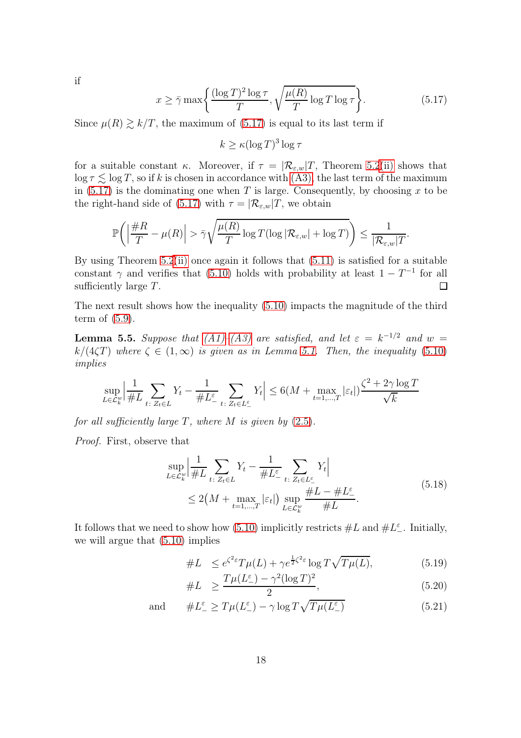if

$$x \geq \bar{\gamma} \max\Big\{ \frac{(\log T)^2 \log \tau}{T}, \sqrt{\frac{\mu(R)}{T} \log T \log \tau} \Big\}. \tag{5.17}$$

Since $\mu(R) \gtrsim k/T$, the maximum of (5.17) is equal to its last term if

$$k \geq \kappa (\log T)^3 \log \tau$$

for a suitable constant $\kappa$. Moreover, if $\tau = |\mathcal{R}_{\varepsilon,w}|T$, Theorem 5.2(ii) shows that $\log \tau \lesssim \log T$, so if $k$ is chosen in accordance with (A3), the last term of the maximum in (5.17) is the dominating one when $T$ is large. Consequently, by choosing $x$ to be the right-hand side of (5.17) with $\tau = |\mathcal{R}_{\varepsilon,w}|T$, we obtain

$$\mathbb{P}\bigg( \Big| \frac{\#R}{T} - \mu(R) \Big| > \bar{\gamma} \sqrt{\frac{\mu(R)}{T} \log T (\log |\mathcal{R}_{\varepsilon,w}| + \log T)} \bigg) \leq \frac{1}{|\mathcal{R}_{\varepsilon,w}|T}.$$

By using Theorem 5.2(ii) once again it follows that (5.11) is satisfied for a suitable constant $\gamma$ and verifies that (5.10) holds with probability at least $1 - T^{-1}$ for all sufficiently large $T$. □

The next result shows how the inequality (5.10) impacts the magnitude of the third term of (5.9).

**Lemma 5.5.** *Suppose that (A1)–(A3) are satisfied, and let $\varepsilon = k^{-1/2}$ and $w = k/(4\zeta T)$ where $\zeta \in (1, \infty)$ is given as in Lemma 5.1. Then, the inequality (5.10) implies*

$$\sup_{L \in \mathcal{L}_k^w} \Big| \frac{1}{\#L} \sum_{t\colon Z_t \in L} Y_t - \frac{1}{\#L_-^\varepsilon} \sum_{t\colon Z_t \in L_-^\varepsilon} Y_t \Big| \leq 6\big(M + \max_{t=1,\ldots,T} |\varepsilon_t|\big) \frac{\zeta^2 + 2\gamma \log T}{\sqrt{k}}$$

*for all sufficiently large $T$, where $M$ is given by (2.5).*

*Proof.* First, observe that

$$\begin{aligned} \sup_{L \in \mathcal{L}_k^w} \Big| \frac{1}{\#L} \sum_{t\colon Z_t \in L} Y_t - \frac{1}{\#L_-^\varepsilon} \sum_{t\colon Z_t \in L_-^\varepsilon} Y_t \Big| \\ \leq 2\big(M + \max_{t=1,\ldots,T} |\varepsilon_t|\big) \sup_{L \in \mathcal{L}_k^w} \frac{\#L - \#L_-^\varepsilon}{\#L}. \end{aligned} \tag{5.18}$$

It follows that we need to show how (5.10) implicitly restricts $\#L$ and $\#L_-^\varepsilon$. Initially, we will argue that (5.10) implies

$$\#L \leq e^{\zeta^2 \varepsilon} T\mu(L) + \gamma e^{\frac{1}{2}\zeta^2 \varepsilon} \log T \sqrt{T\mu(L)}, \tag{5.19}$$

$$\#L \geq \frac{T\mu(L_-^\varepsilon) - \gamma^2 (\log T)^2}{2}, \tag{5.20}$$

and

$$\#L_-^\varepsilon \geq T\mu(L_-^\varepsilon) - \gamma \log T \sqrt{T\mu(L_-^\varepsilon)} \tag{5.21}$$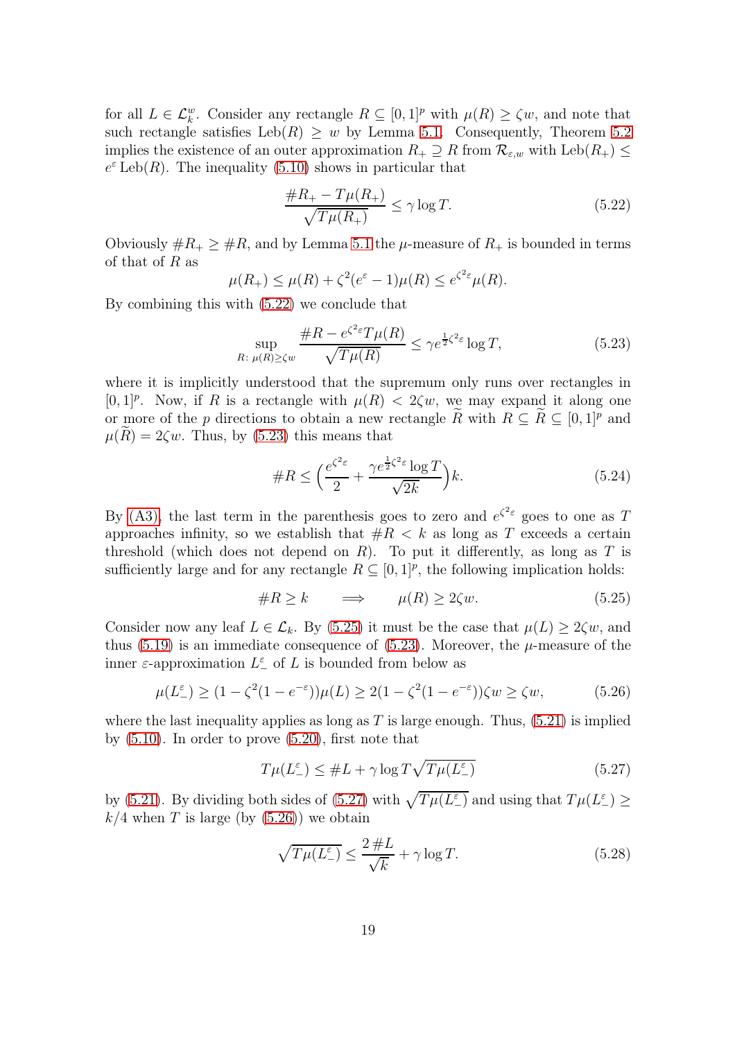for all $L \in \mathcal{L}_k^w$. Consider any rectangle $R \subseteq [0,1]^p$ with $\mu(R) \geq \zeta w$, and note that such rectangle satisfies $\mathrm{Leb}(R) \geq w$ by Lemma 5.1. Consequently, Theorem 5.2 implies the existence of an outer approximation $R_+ \supseteq R$ from $\mathcal{R}_{\varepsilon,w}$ with $\mathrm{Leb}(R_+) \leq e^{\varepsilon}\,\mathrm{Leb}(R)$. The inequality (5.10) shows in particular that

$$\frac{\#R_+ - T\mu(R_+)}{\sqrt{T\mu(R_+)}} \leq \gamma \log T. \tag{5.22}$$

Obviously $\#R_+ \geq \#R$, and by Lemma 5.1 the $\mu$-measure of $R_+$ is bounded in terms of that of $R$ as

$$\mu(R_+) \leq \mu(R) + \zeta^2(e^{\varepsilon} - 1)\mu(R) \leq e^{\zeta^2\varepsilon}\mu(R).$$

By combining this with (5.22) we conclude that

$$\sup_{R\colon \mu(R) \geq \zeta w} \frac{\#R - e^{\zeta^2\varepsilon} T\mu(R)}{\sqrt{T\mu(R)}} \leq \gamma e^{\frac{1}{2}\zeta^2\varepsilon} \log T, \tag{5.23}$$

where it is implicitly understood that the supremum only runs over rectangles in $[0,1]^p$. Now, if $R$ is a rectangle with $\mu(R) < 2\zeta w$, we may expand it along one or more of the $p$ directions to obtain a new rectangle $\widetilde{R}$ with $R \subseteq \widetilde{R} \subseteq [0,1]^p$ and $\mu(\widetilde{R}) = 2\zeta w$. Thus, by (5.23) this means that

$$\#R \leq \Big(\frac{e^{\zeta^2\varepsilon}}{2} + \frac{\gamma e^{\frac{1}{2}\zeta^2\varepsilon}\log T}{\sqrt{2k}}\Big)k. \tag{5.24}$$

By (A3), the last term in the parenthesis goes to zero and $e^{\zeta^2\varepsilon}$ goes to one as $T$ approaches infinity, so we establish that $\#R < k$ as long as $T$ exceeds a certain threshold (which does not depend on $R$). To put it differently, as long as $T$ is sufficiently large and for any rectangle $R \subseteq [0,1]^p$, the following implication holds:

$$\#R \geq k \qquad \Longrightarrow \qquad \mu(R) \geq 2\zeta w. \tag{5.25}$$

Consider now any leaf $L \in \mathcal{L}_k$. By (5.25) it must be the case that $\mu(L) \geq 2\zeta w$, and thus (5.19) is an immediate consequence of (5.23). Moreover, the $\mu$-measure of the inner $\varepsilon$-approximation $L_-^{\varepsilon}$ of $L$ is bounded from below as

$$\mu(L_-^{\varepsilon}) \geq (1 - \zeta^2(1 - e^{-\varepsilon}))\mu(L) \geq 2(1 - \zeta^2(1 - e^{-\varepsilon}))\zeta w \geq \zeta w, \tag{5.26}$$

where the last inequality applies as long as $T$ is large enough. Thus, (5.21) is implied by (5.10). In order to prove (5.20), first note that

$$T\mu(L_-^{\varepsilon}) \leq \#L + \gamma \log T \sqrt{T\mu(L_-^{\varepsilon})} \tag{5.27}$$

by (5.21). By dividing both sides of (5.27) with $\sqrt{T\mu(L_-^{\varepsilon})}$ and using that $T\mu(L_-^{\varepsilon}) \geq k/4$ when $T$ is large (by (5.26)) we obtain

$$\sqrt{T\mu(L_-^{\varepsilon})} \leq \frac{2\,\#L}{\sqrt{k}} + \gamma \log T. \tag{5.28}$$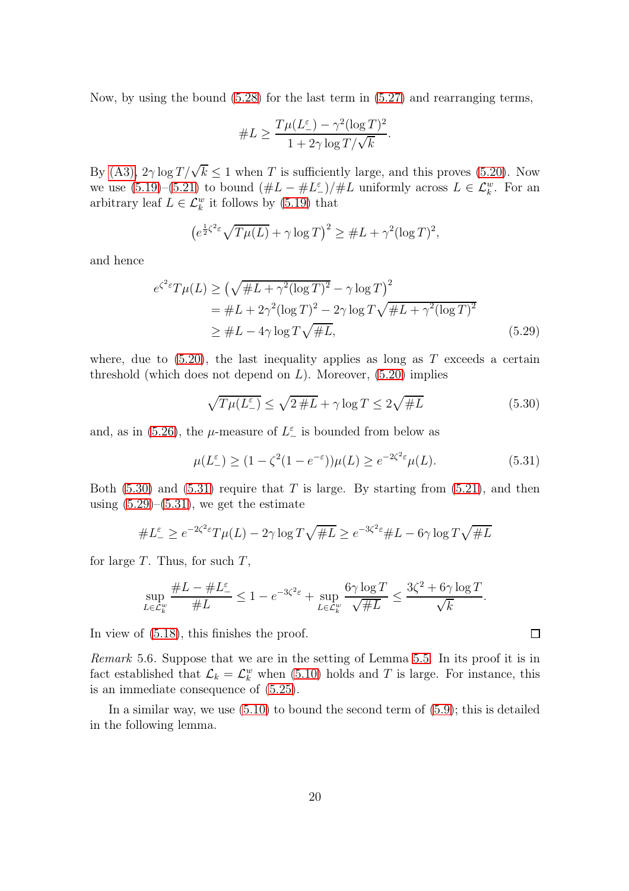Now, by using the bound (5.28) for the last term in (5.27) and rearranging terms,

$$\#L \geq \frac{T\mu(L_-^\varepsilon) - \gamma^2(\log T)^2}{1 + 2\gamma \log T/\sqrt{k}}.$$

By (A3), $2\gamma \log T/\sqrt{k} \leq 1$ when $T$ is sufficiently large, and this proves (5.20). Now we use (5.19)–(5.21) to bound $(\#L - \#L_-^\varepsilon)/\#L$ uniformly across $L \in \mathcal{L}_k^w$. For an arbitrary leaf $L \in \mathcal{L}_k^w$ it follows by (5.19) that

$$\left(e^{\frac{1}{2}\zeta^2\varepsilon}\sqrt{T\mu(L)} + \gamma \log T\right)^2 \geq \#L + \gamma^2(\log T)^2,$$

and hence

$$\begin{aligned} e^{\zeta^2\varepsilon} T\mu(L) &\geq \left(\sqrt{\#L + \gamma^2(\log T)^2} - \gamma \log T\right)^2 \\ &= \#L + 2\gamma^2(\log T)^2 - 2\gamma \log T\sqrt{\#L + \gamma^2(\log T)^2} \\ &\geq \#L - 4\gamma \log T\sqrt{\#L}, \end{aligned} \tag{5.29}$$

where, due to (5.20), the last inequality applies as long as $T$ exceeds a certain threshold (which does not depend on $L$). Moreover, (5.20) implies

$$\sqrt{T\mu(L_-^\varepsilon)} \leq \sqrt{2\,\#L} + \gamma \log T \leq 2\sqrt{\#L} \tag{5.30}$$

and, as in (5.26), the $\mu$-measure of $L_-^\varepsilon$ is bounded from below as

$$\mu(L_-^\varepsilon) \geq (1 - \zeta^2(1 - e^{-\varepsilon}))\mu(L) \geq e^{-2\zeta^2\varepsilon}\mu(L). \tag{5.31}$$

Both (5.30) and (5.31) require that $T$ is large. By starting from (5.21), and then using (5.29)–(5.31), we get the estimate

$$\#L_-^\varepsilon \geq e^{-2\zeta^2\varepsilon} T\mu(L) - 2\gamma \log T\sqrt{\#L} \geq e^{-3\zeta^2\varepsilon}\#L - 6\gamma \log T\sqrt{\#L}$$

for large $T$. Thus, for such $T$,

$$\sup_{L \in \mathcal{L}_k^w} \frac{\#L - \#L_-^\varepsilon}{\#L} \leq 1 - e^{-3\zeta^2\varepsilon} + \sup_{L \in \mathcal{L}_k^w} \frac{6\gamma \log T}{\sqrt{\#L}} \leq \frac{3\zeta^2 + 6\gamma \log T}{\sqrt{k}}.$$

In view of (5.18), this finishes the proof. □

*Remark* 5.6. Suppose that we are in the setting of Lemma 5.5. In its proof it is in fact established that $\mathcal{L}_k = \mathcal{L}_k^w$ when (5.10) holds and $T$ is large. For instance, this is an immediate consequence of (5.25).

In a similar way, we use (5.10) to bound the second term of (5.9); this is detailed in the following lemma.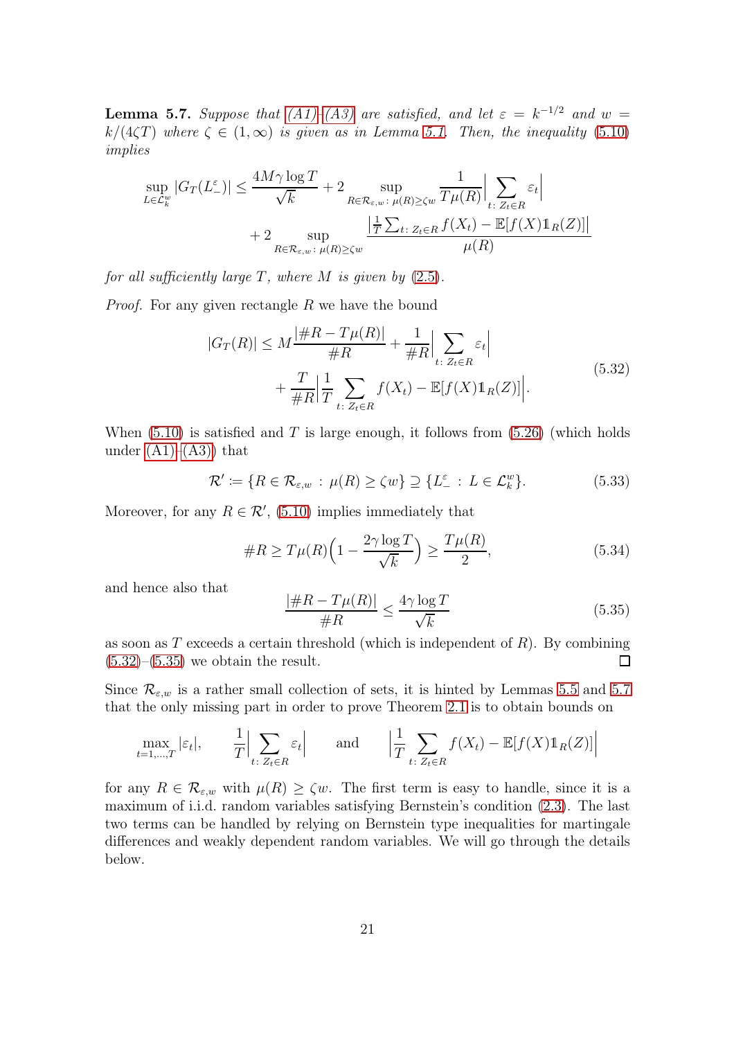**Lemma 5.7.** *Suppose that (A1)–(A3) are satisfied, and let $\varepsilon = k^{-1/2}$ and $w = k/(4\zeta T)$ where $\zeta \in (1, \infty)$ is given as in Lemma 5.1. Then, the inequality (5.10) implies*

$$\sup_{L \in \mathcal{L}_k^w} |G_T(L_-^\varepsilon)| \le \frac{4M\gamma \log T}{\sqrt{k}} + 2 \sup_{R \in \mathcal{R}_{\varepsilon,w}\,:\,\mu(R) \ge \zeta w} \frac{1}{T\mu(R)} \Big| \sum_{t\,:\,Z_t \in R} \varepsilon_t \Big| + 2 \sup_{R \in \mathcal{R}_{\varepsilon,w}\,:\,\mu(R) \ge \zeta w} \frac{\big| \frac{1}{T} \sum_{t\,:\,Z_t \in R} f(X_t) - \mathbb{E}[f(X) \mathbb{1}_R(Z)] \big|}{\mu(R)}$$

*for all sufficiently large $T$, where $M$ is given by (2.5).*

*Proof.* For any given rectangle $R$ we have the bound

$$|G_T(R)| \le M \frac{|\#R - T\mu(R)|}{\#R} + \frac{1}{\#R} \Big| \sum_{t\,:\,Z_t \in R} \varepsilon_t \Big| + \frac{T}{\#R} \Big| \frac{1}{T} \sum_{t\,:\,Z_t \in R} f(X_t) - \mathbb{E}[f(X) \mathbb{1}_R(Z)] \Big|. \tag{5.32}$$

When (5.10) is satisfied and $T$ is large enough, it follows from (5.26) (which holds under (A1)–(A3)) that

$$\mathcal{R}' := \{R \in \mathcal{R}_{\varepsilon,w} \,:\, \mu(R) \ge \zeta w\} \supseteq \{L_-^\varepsilon \,:\, L \in \mathcal{L}_k^w\}. \tag{5.33}$$

Moreover, for any $R \in \mathcal{R}'$, (5.10) implies immediately that

$$\#R \ge T\mu(R) \Big( 1 - \frac{2\gamma \log T}{\sqrt{k}} \Big) \ge \frac{T\mu(R)}{2}, \tag{5.34}$$

and hence also that

$$\frac{|\#R - T\mu(R)|}{\#R} \le \frac{4\gamma \log T}{\sqrt{k}} \tag{5.35}$$

as soon as $T$ exceeds a certain threshold (which is independent of $R$). By combining (5.32)–(5.35) we obtain the result. $\square$

Since $\mathcal{R}_{\varepsilon,w}$ is a rather small collection of sets, it is hinted by Lemmas 5.5 and 5.7 that the only missing part in order to prove Theorem 2.1 is to obtain bounds on

$$\max_{t=1,\dots,T} |\varepsilon_t|, \qquad \frac{1}{T} \Big| \sum_{t\,:\,Z_t \in R} \varepsilon_t \Big| \qquad \text{and} \qquad \Big| \frac{1}{T} \sum_{t\,:\,Z_t \in R} f(X_t) - \mathbb{E}[f(X) \mathbb{1}_R(Z)] \Big|$$

for any $R \in \mathcal{R}_{\varepsilon,w}$ with $\mu(R) \ge \zeta w$. The first term is easy to handle, since it is a maximum of i.i.d. random variables satisfying Bernstein's condition (2.3). The last two terms can be handled by relying on Bernstein type inequalities for martingale differences and weakly dependent random variables. We will go through the details below.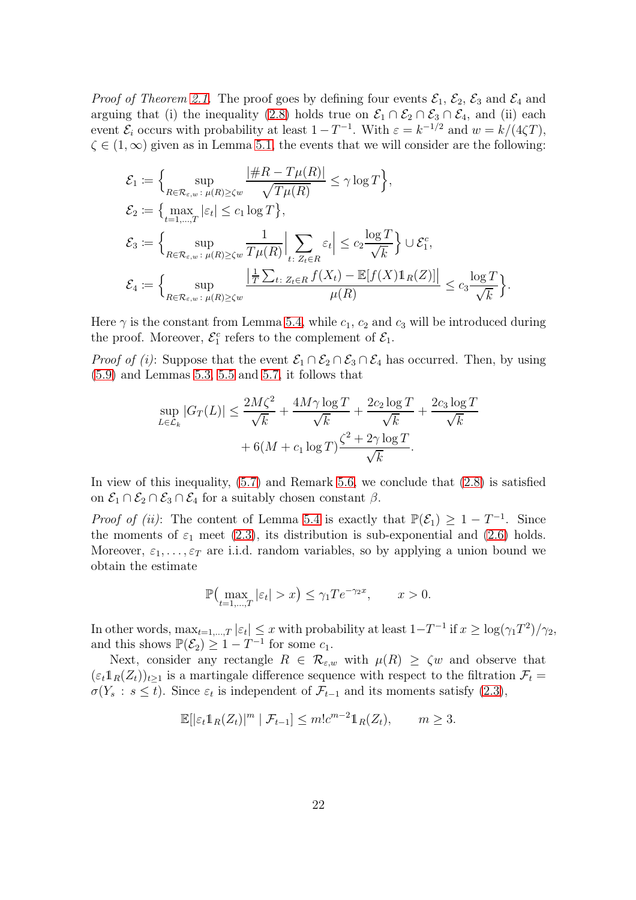*Proof of Theorem 2.1.* The proof goes by defining four events $\mathcal{E}_1$, $\mathcal{E}_2$, $\mathcal{E}_3$ and $\mathcal{E}_4$ and arguing that (i) the inequality (2.8) holds true on $\mathcal{E}_1 \cap \mathcal{E}_2 \cap \mathcal{E}_3 \cap \mathcal{E}_4$, and (ii) each event $\mathcal{E}_i$ occurs with probability at least $1 - T^{-1}$. With $\varepsilon = k^{-1/2}$ and $w = k/(4\zeta T)$, $\zeta \in (1, \infty)$ given as in Lemma 5.1, the events that we will consider are the following:

$$
\begin{aligned}
\mathcal{E}_1 &:= \Big\{ \sup_{R \in \mathcal{R}_{\varepsilon,w} \,:\, \mu(R) \geq \zeta w} \frac{|\#R - T\mu(R)|}{\sqrt{T\mu(R)}} \leq \gamma \log T \Big\}, \\
\mathcal{E}_2 &:= \big\{ \max_{t=1,\dots,T} |\varepsilon_t| \leq c_1 \log T \big\}, \\
\mathcal{E}_3 &:= \Big\{ \sup_{R \in \mathcal{R}_{\varepsilon,w} \,:\, \mu(R) \geq \zeta w} \frac{1}{T\mu(R)} \Big| \sum_{t \colon Z_t \in R} \varepsilon_t \Big| \leq c_2 \frac{\log T}{\sqrt{k}} \Big\} \cup \mathcal{E}_1^c, \\
\mathcal{E}_4 &:= \Big\{ \sup_{R \in \mathcal{R}_{\varepsilon,w} \,:\, \mu(R) \geq \zeta w} \frac{\big| \frac{1}{T} \sum_{t \colon Z_t \in R} f(X_t) - \mathbb{E}[f(X) \mathbb{1}_R(Z)] \big|}{\mu(R)} \leq c_3 \frac{\log T}{\sqrt{k}} \Big\}.
\end{aligned}
$$

Here $\gamma$ is the constant from Lemma 5.4, while $c_1$, $c_2$ and $c_3$ will be introduced during the proof. Moreover, $\mathcal{E}_1^c$ refers to the complement of $\mathcal{E}_1$.

*Proof of (i)*: Suppose that the event $\mathcal{E}_1 \cap \mathcal{E}_2 \cap \mathcal{E}_3 \cap \mathcal{E}_4$ has occurred. Then, by using (5.9) and Lemmas 5.3, 5.5 and 5.7, it follows that

$$
\begin{aligned}
\sup_{L \in \mathcal{L}_k} |G_T(L)| \leq{}& \frac{2M\zeta^2}{\sqrt{k}} + \frac{4M\gamma \log T}{\sqrt{k}} + \frac{2c_2 \log T}{\sqrt{k}} + \frac{2c_3 \log T}{\sqrt{k}} \\
&+ 6(M + c_1 \log T) \frac{\zeta^2 + 2\gamma \log T}{\sqrt{k}}.
\end{aligned}
$$

In view of this inequality, (5.7) and Remark 5.6, we conclude that (2.8) is satisfied on $\mathcal{E}_1 \cap \mathcal{E}_2 \cap \mathcal{E}_3 \cap \mathcal{E}_4$ for a suitably chosen constant $\beta$.

*Proof of (ii)*: The content of Lemma 5.4 is exactly that $\mathbb{P}(\mathcal{E}_1) \geq 1 - T^{-1}$. Since the moments of $\varepsilon_1$ meet (2.3), its distribution is sub-exponential and (2.6) holds. Moreover, $\varepsilon_1, \dots, \varepsilon_T$ are i.i.d. random variables, so by applying a union bound we obtain the estimate

$$
\mathbb{P}\big( \max_{t=1,\dots,T} |\varepsilon_t| > x \big) \leq \gamma_1 T e^{-\gamma_2 x}, \qquad x > 0.
$$

In other words, $\max_{t=1,\dots,T} |\varepsilon_t| \leq x$ with probability at least $1 - T^{-1}$ if $x \geq \log(\gamma_1 T^2)/\gamma_2$, and this shows $\mathbb{P}(\mathcal{E}_2) \geq 1 - T^{-1}$ for some $c_1$.

Next, consider any rectangle $R \in \mathcal{R}_{\varepsilon,w}$ with $\mu(R) \geq \zeta w$ and observe that $(\varepsilon_t \mathbb{1}_R(Z_t))_{t \geq 1}$ is a martingale difference sequence with respect to the filtration $\mathcal{F}_t = \sigma(Y_s : s \leq t)$. Since $\varepsilon_t$ is independent of $\mathcal{F}_{t-1}$ and its moments satisfy (2.3),

$$
\mathbb{E}[|\varepsilon_t \mathbb{1}_R(Z_t)|^m \mid \mathcal{F}_{t-1}] \leq m! c^{m-2} \mathbb{1}_R(Z_t), \qquad m \geq 3.
$$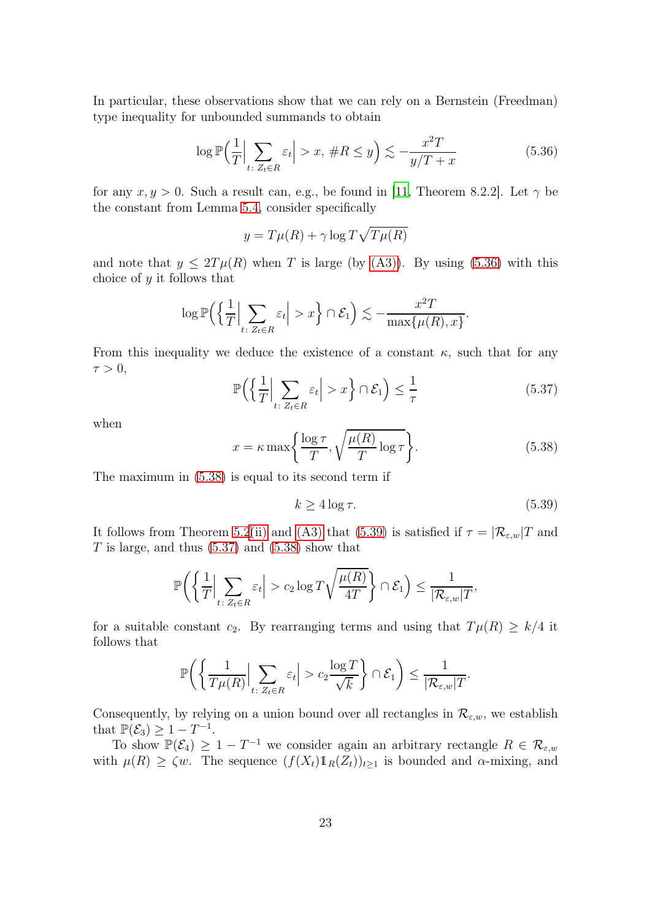In particular, these observations show that we can rely on a Bernstein (Freedman) type inequality for unbounded summands to obtain

$$\log \mathbb{P}\Big(\frac{1}{T}\Big|\sum_{t:\, Z_t \in R} \varepsilon_t\Big| > x,\, \#R \leq y\Big) \lesssim -\frac{x^2 T}{y/T + x} \tag{5.36}$$

for any $x, y > 0$. Such a result can, e.g., be found in [11, Theorem 8.2.2]. Let $\gamma$ be the constant from Lemma 5.4, consider specifically

$$y = T\mu(R) + \gamma \log T \sqrt{T\mu(R)}$$

and note that $y \leq 2T\mu(R)$ when $T$ is large (by (A3)). By using (5.36) with this choice of $y$ it follows that

$$\log \mathbb{P}\Big(\Big\{\frac{1}{T}\Big|\sum_{t:\, Z_t \in R} \varepsilon_t\Big| > x\Big\} \cap \mathcal{E}_1\Big) \lesssim -\frac{x^2 T}{\max\{\mu(R), x\}}.$$

From this inequality we deduce the existence of a constant $\kappa$, such that for any $\tau > 0$,

$$\mathbb{P}\Big(\Big\{\frac{1}{T}\Big|\sum_{t:\, Z_t \in R} \varepsilon_t\Big| > x\Big\} \cap \mathcal{E}_1\Big) \leq \frac{1}{\tau} \tag{5.37}$$

when

$$x = \kappa \max\Big\{\frac{\log \tau}{T}, \sqrt{\frac{\mu(R)}{T}\log \tau}\Big\}. \tag{5.38}$$

The maximum in (5.38) is equal to its second term if

$$k \geq 4 \log \tau. \tag{5.39}$$

It follows from Theorem 5.2(ii) and (A3) that (5.39) is satisfied if $\tau = |\mathcal{R}_{\varepsilon,w}|T$ and $T$ is large, and thus (5.37) and (5.38) show that

$$\mathbb{P}\bigg(\bigg\{\frac{1}{T}\Big|\sum_{t:\, Z_t \in R} \varepsilon_t\Big| > c_2 \log T \sqrt{\frac{\mu(R)}{4T}}\bigg\} \cap \mathcal{E}_1\bigg) \leq \frac{1}{|\mathcal{R}_{\varepsilon,w}|T},$$

for a suitable constant $c_2$. By rearranging terms and using that $T\mu(R) \geq k/4$ it follows that

$$\mathbb{P}\bigg(\bigg\{\frac{1}{T\mu(R)}\Big|\sum_{t:\, Z_t \in R} \varepsilon_t\Big| > c_2 \frac{\log T}{\sqrt{k}}\bigg\} \cap \mathcal{E}_1\bigg) \leq \frac{1}{|\mathcal{R}_{\varepsilon,w}|T}.$$

Consequently, by relying on a union bound over all rectangles in $\mathcal{R}_{\varepsilon,w}$, we establish that $\mathbb{P}(\mathcal{E}_3) \geq 1 - T^{-1}$.

To show $\mathbb{P}(\mathcal{E}_4) \geq 1 - T^{-1}$ we consider again an arbitrary rectangle $R \in \mathcal{R}_{\varepsilon,w}$ with $\mu(R) \geq \zeta w$. The sequence $(f(X_t)\mathbb{1}_R(Z_t))_{t \geq 1}$ is bounded and $\alpha$-mixing, and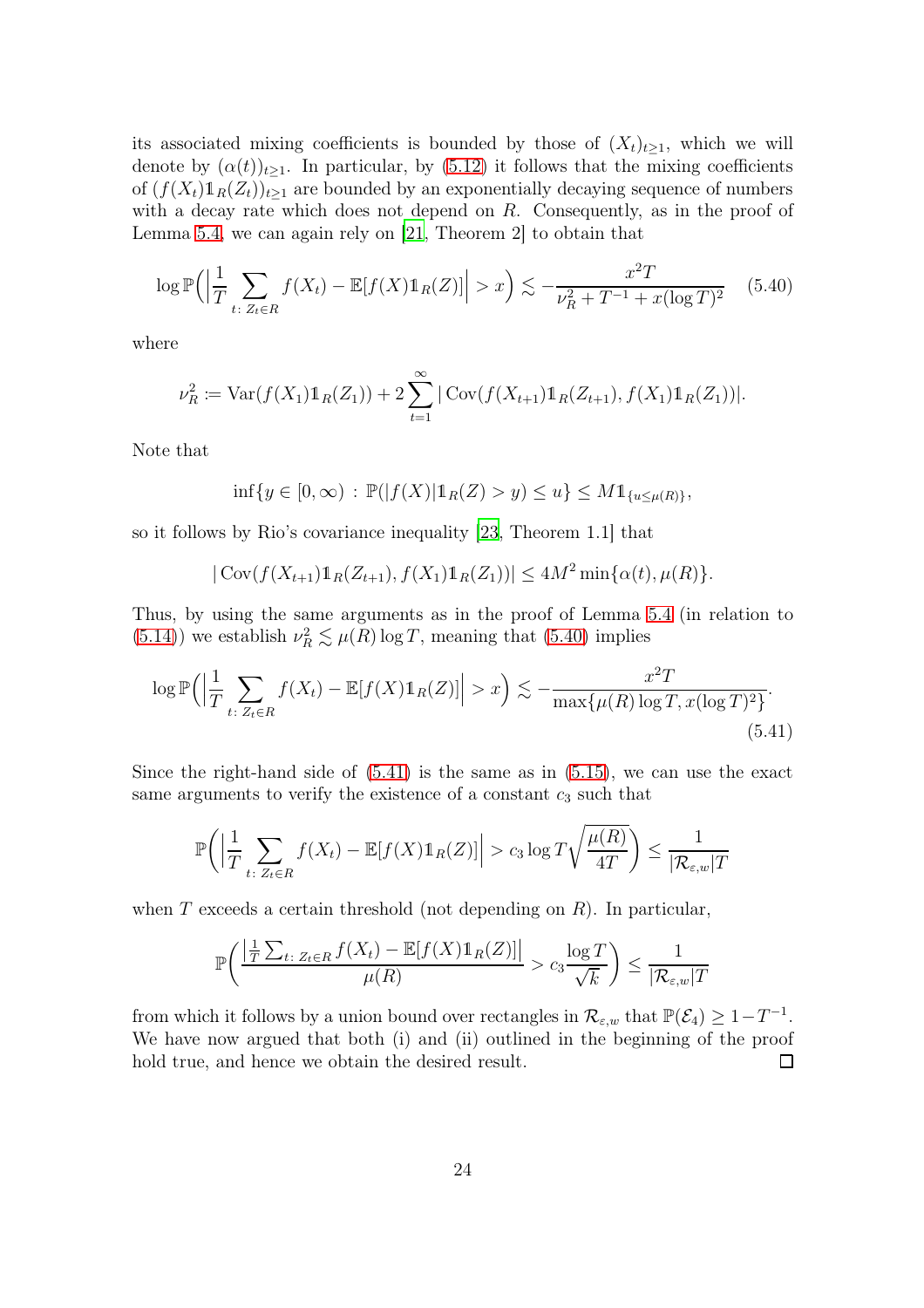its associated mixing coefficients is bounded by those of $(X_t)_{t\geq 1}$, which we will denote by $(\alpha(t))_{t\geq 1}$. In particular, by (5.12) it follows that the mixing coefficients of $(f(X_t)\mathbb{1}_R(Z_t))_{t\geq 1}$ are bounded by an exponentially decaying sequence of numbers with a decay rate which does not depend on $R$. Consequently, as in the proof of Lemma 5.4, we can again rely on [21, Theorem 2] to obtain that

$$\log \mathbb{P}\Big(\Big|\frac{1}{T}\sum_{t\colon Z_t\in R} f(X_t) - \mathbb{E}[f(X)\mathbb{1}_R(Z)]\Big| > x\Big) \lesssim -\frac{x^2 T}{\nu_R^2 + T^{-1} + x(\log T)^2} \tag{5.40}$$

where

$$\nu_R^2 := \operatorname{Var}(f(X_1)\mathbb{1}_R(Z_1)) + 2\sum_{t=1}^{\infty} |\operatorname{Cov}(f(X_{t+1})\mathbb{1}_R(Z_{t+1}), f(X_1)\mathbb{1}_R(Z_1))|.$$

Note that

$$\inf\{y\in[0,\infty)\,:\,\mathbb{P}(|f(X)|\mathbb{1}_R(Z) > y) \leq u\} \leq M\mathbb{1}_{\{u\leq \mu(R)\}},$$

so it follows by Rio's covariance inequality [23, Theorem 1.1] that

$$|\operatorname{Cov}(f(X_{t+1})\mathbb{1}_R(Z_{t+1}), f(X_1)\mathbb{1}_R(Z_1))| \leq 4M^2 \min\{\alpha(t), \mu(R)\}.$$

Thus, by using the same arguments as in the proof of Lemma 5.4 (in relation to (5.14)) we establish $\nu_R^2 \lesssim \mu(R)\log T$, meaning that (5.40) implies

$$\log \mathbb{P}\Big(\Big|\frac{1}{T}\sum_{t\colon Z_t\in R} f(X_t) - \mathbb{E}[f(X)\mathbb{1}_R(Z)]\Big| > x\Big) \lesssim -\frac{x^2 T}{\max\{\mu(R)\log T, x(\log T)^2\}}. \tag{5.41}$$

Since the right-hand side of (5.41) is the same as in (5.15), we can use the exact same arguments to verify the existence of a constant $c_3$ such that

$$\mathbb{P}\Big(\Big|\frac{1}{T}\sum_{t\colon Z_t\in R} f(X_t) - \mathbb{E}[f(X)\mathbb{1}_R(Z)]\Big| > c_3 \log T\sqrt{\frac{\mu(R)}{4T}}\Big) \leq \frac{1}{|\mathcal{R}_{\varepsilon,w}|T}$$

when $T$ exceeds a certain threshold (not depending on $R$). In particular,

$$\mathbb{P}\bigg(\frac{\big|\frac{1}{T}\sum_{t\colon Z_t\in R} f(X_t) - \mathbb{E}[f(X)\mathbb{1}_R(Z)]\big|}{\mu(R)} > c_3\frac{\log T}{\sqrt{k}}\bigg) \leq \frac{1}{|\mathcal{R}_{\varepsilon,w}|T}$$

from which it follows by a union bound over rectangles in $\mathcal{R}_{\varepsilon,w}$ that $\mathbb{P}(\mathcal{E}_4) \geq 1 - T^{-1}$. We have now argued that both (i) and (ii) outlined in the beginning of the proof hold true, and hence we obtain the desired result. $\square$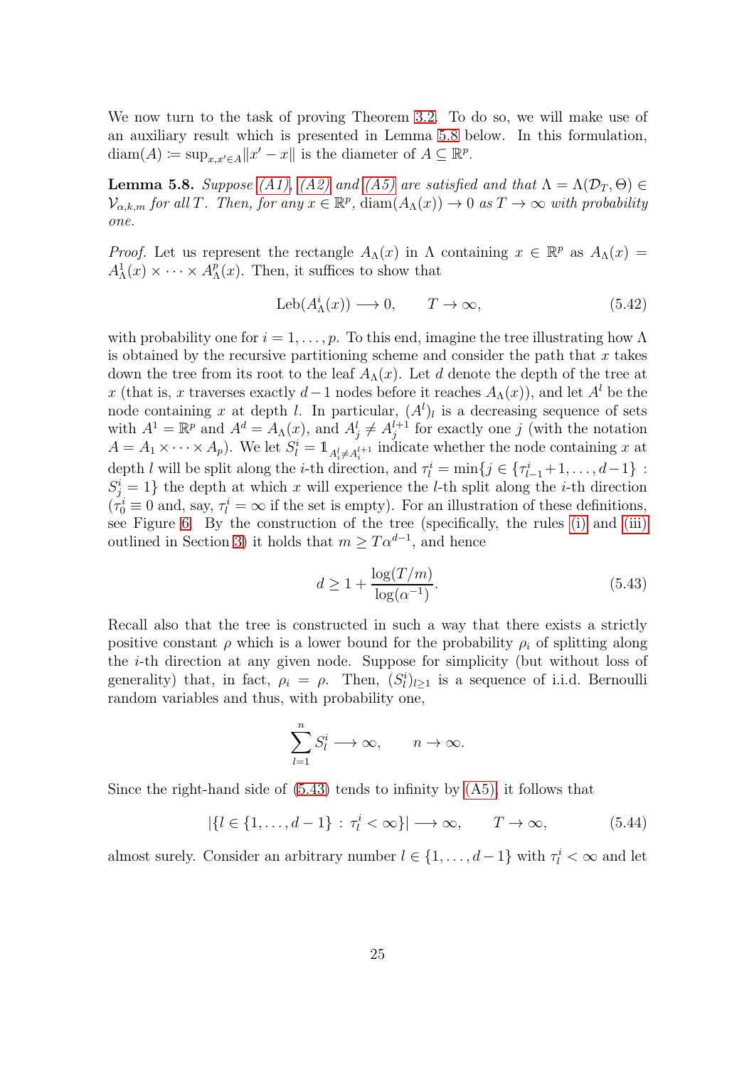We now turn to the task of proving Theorem 3.2. To do so, we will make use of an auxiliary result which is presented in Lemma 5.8 below. In this formulation, $\operatorname{diam}(A) \coloneqq \sup_{x,x' \in A} \|x' - x\|$ is the diameter of $A \subseteq \mathbb{R}^p$.

**Lemma 5.8.** *Suppose (A1), (A2) and (A5) are satisfied and that $\Lambda = \Lambda(\mathcal{D}_T, \Theta) \in \mathcal{V}_{\alpha,k,m}$ for all $T$. Then, for any $x \in \mathbb{R}^p$, $\operatorname{diam}(A_\Lambda(x)) \to 0$ as $T \to \infty$ with probability one.*

*Proof.* Let us represent the rectangle $A_\Lambda(x)$ in $\Lambda$ containing $x \in \mathbb{R}^p$ as $A_\Lambda(x) = A^1_\Lambda(x) \times \cdots \times A^p_\Lambda(x)$. Then, it suffices to show that

$$\operatorname{Leb}(A^i_\Lambda(x)) \longrightarrow 0, \qquad T \to \infty, \tag{5.42}$$

with probability one for $i = 1, \dots, p$. To this end, imagine the tree illustrating how $\Lambda$ is obtained by the recursive partitioning scheme and consider the path that $x$ takes down the tree from its root to the leaf $A_\Lambda(x)$. Let $d$ denote the depth of the tree at $x$ (that is, $x$ traverses exactly $d-1$ nodes before it reaches $A_\Lambda(x)$), and let $A^l$ be the node containing $x$ at depth $l$. In particular, $(A^l)_l$ is a decreasing sequence of sets with $A^1 = \mathbb{R}^p$ and $A^d = A_\Lambda(x)$, and $A^l_j \neq A^{l+1}_j$ for exactly one $j$ (with the notation $A = A_1 \times \cdots \times A_p$). We let $S^i_l = \mathbb{1}_{A^l_i \neq A^{l+1}_i}$ indicate whether the node containing $x$ at depth $l$ will be split along the $i$-th direction, and $\tau^i_l = \min\{j \in \{\tau^i_{l-1}+1, \dots, d-1\} : S^i_j = 1\}$ the depth at which $x$ will experience the $l$-th split along the $i$-th direction ($\tau^i_0 \equiv 0$ and, say, $\tau^i_l = \infty$ if the set is empty). For an illustration of these definitions, see Figure 6. By the construction of the tree (specifically, the rules (i) and (iii) outlined in Section 3) it holds that $m \geq T\alpha^{d-1}$, and hence

$$d \geq 1 + \frac{\log(T/m)}{\log(\alpha^{-1})}. \tag{5.43}$$

Recall also that the tree is constructed in such a way that there exists a strictly positive constant $\rho$ which is a lower bound for the probability $\rho_i$ of splitting along the $i$-th direction at any given node. Suppose for simplicity (but without loss of generality) that, in fact, $\rho_i = \rho$. Then, $(S^i_l)_{l \geq 1}$ is a sequence of i.i.d. Bernoulli random variables and thus, with probability one,

$$\sum_{l=1}^{n} S^i_l \longrightarrow \infty, \qquad n \to \infty.$$

Since the right-hand side of (5.43) tends to infinity by (A5), it follows that

$$|\{l \in \{1, \dots, d-1\} : \tau^i_l < \infty\}| \longrightarrow \infty, \qquad T \to \infty, \tag{5.44}$$

almost surely. Consider an arbitrary number $l \in \{1, \dots, d-1\}$ with $\tau^i_l < \infty$ and let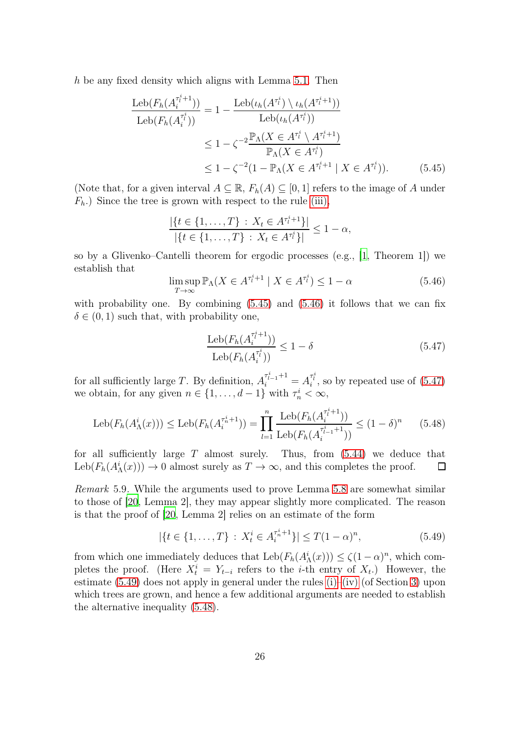$h$ be any fixed density which aligns with Lemma 5.1. Then

$$\begin{aligned}
\frac{\operatorname{Leb}(F_h(A_i^{\tau_l^i+1}))}{\operatorname{Leb}(F_h(A_i^{\tau_l^i}))} &= 1 - \frac{\operatorname{Leb}(\iota_h(A^{\tau_l^i}) \setminus \iota_h(A^{\tau_l^i+1}))}{\operatorname{Leb}(\iota_h(A^{\tau_l^i}))} \\
&\le 1 - \zeta^{-2} \frac{\mathbb{P}_\Lambda(X \in A^{\tau_l^i} \setminus A^{\tau_l^i+1})}{\mathbb{P}_\Lambda(X \in A^{\tau_l^i})} \\
&\le 1 - \zeta^{-2}(1 - \mathbb{P}_\Lambda(X \in A^{\tau_l^i+1} \mid X \in A^{\tau_l^i})). \qquad (5.45)
\end{aligned}$$

(Note that, for a given interval $A \subseteq \mathbb{R}$, $F_h(A) \subseteq [0,1]$ refers to the image of $A$ under $F_h$.) Since the tree is grown with respect to the rule (iii),

$$\frac{|\{t \in \{1,\ldots,T\} : X_t \in A^{\tau_l^i+1}\}|}{|\{t \in \{1,\ldots,T\} : X_t \in A^{\tau_l^i}\}|} \le 1 - \alpha,$$

so by a Glivenko–Cantelli theorem for ergodic processes (e.g., [1, Theorem 1]) we establish that

$$\limsup_{T \to \infty} \mathbb{P}_\Lambda(X \in A^{\tau_l^i+1} \mid X \in A^{\tau_l^i}) \le 1 - \alpha \qquad (5.46)$$

with probability one. By combining (5.45) and (5.46) it follows that we can fix $\delta \in (0,1)$ such that, with probability one,

$$\frac{\operatorname{Leb}(F_h(A_i^{\tau_l^i+1}))}{\operatorname{Leb}(F_h(A_i^{\tau_l^i}))} \le 1 - \delta \qquad (5.47)$$

for all sufficiently large $T$. By definition, $A_i^{\tau_{l-1}^i+1} = A_i^{\tau_l^i}$, so by repeated use of (5.47) we obtain, for any given $n \in \{1,\ldots,d-1\}$ with $\tau_n^i < \infty$,

$$\operatorname{Leb}(F_h(A_\Lambda^i(x))) \le \operatorname{Leb}(F_h(A_i^{\tau_n^i+1})) = \prod_{l=1}^{n} \frac{\operatorname{Leb}(F_h(A_i^{\tau_l^i+1}))}{\operatorname{Leb}(F_h(A_i^{\tau_{l-1}^i+1}))} \le (1-\delta)^n \qquad (5.48)$$

for all sufficiently large $T$ almost surely. Thus, from (5.44) we deduce that $\operatorname{Leb}(F_h(A_\Lambda^i(x))) \to 0$ almost surely as $T \to \infty$, and this completes the proof. $\square$

*Remark* 5.9. While the arguments used to prove Lemma 5.8 are somewhat similar to those of [20, Lemma 2], they may appear slightly more complicated. The reason is that the proof of [20, Lemma 2] relies on an estimate of the form

$$|\{t \in \{1,\ldots,T\} : X_t^i \in A_i^{\tau_n^i+1}\}| \le T(1-\alpha)^n, \qquad (5.49)$$

from which one immediately deduces that $\operatorname{Leb}(F_h(A_\Lambda^i(x))) \le \zeta(1-\alpha)^n$, which completes the proof. (Here $X_t^i = Y_{t-i}$ refers to the $i$-th entry of $X_t$.) However, the estimate (5.49) does not apply in general under the rules (i)–(iv) (of Section 3) upon which trees are grown, and hence a few additional arguments are needed to establish the alternative inequality (5.48).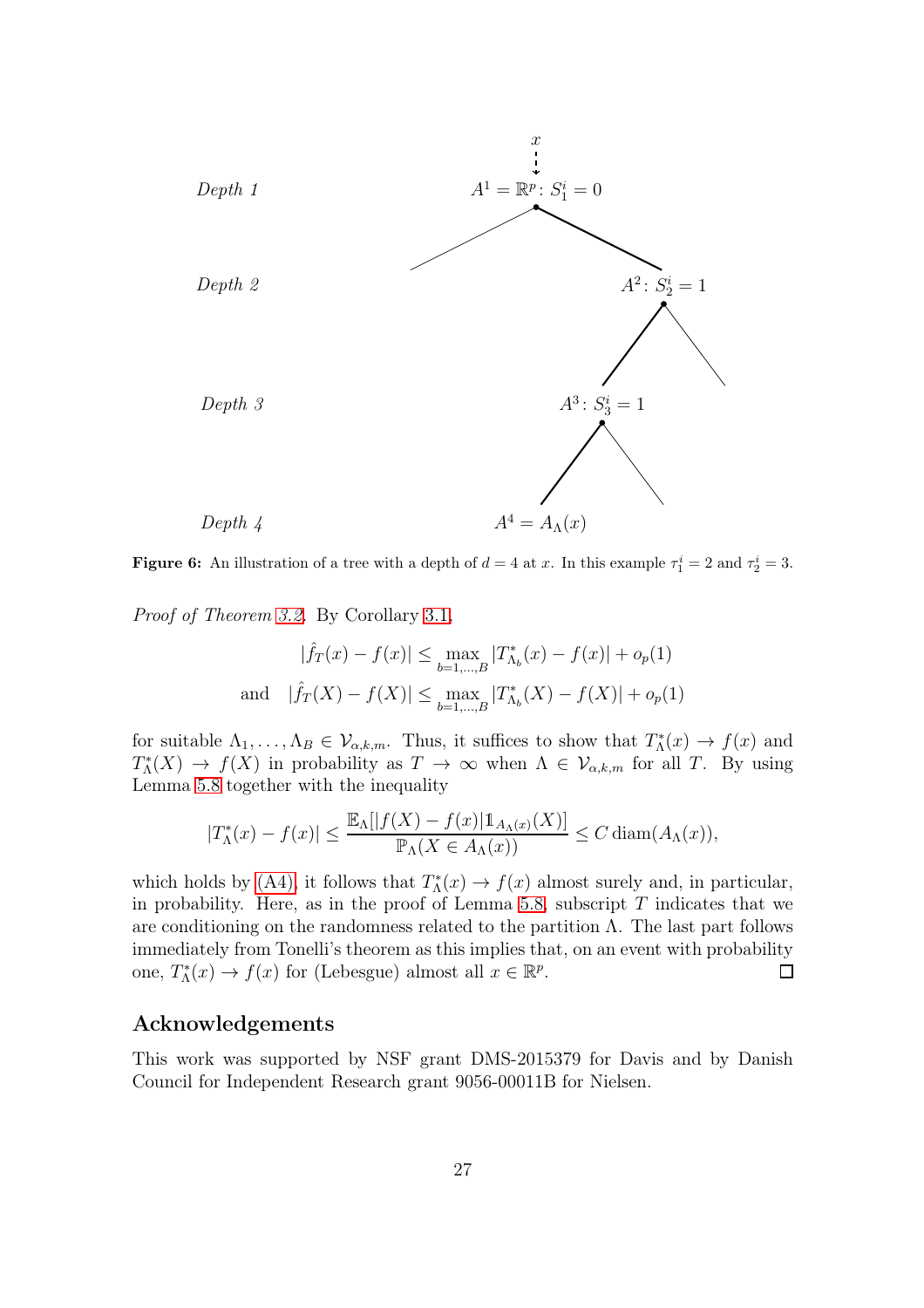Depth 1 $A^1 = \mathbb{R}^p$: $S_1^i = 0$

Depth 2 $A^2$: $S_2^i = 1$

Depth 3 $A^3$: $S_3^i = 1$

Depth 4 $A^4 = A_\Lambda(x)$

**Figure 6:** An illustration of a tree with a depth of $d = 4$ at $x$. In this example $\tau_1^i = 2$ and $\tau_2^i = 3$.

*Proof of Theorem 3.2.* By Corollary 3.1,

$$|\hat{f}_T(x) - f(x)| \leq \max_{b=1,\dots,B} |T^*_{\Lambda_b}(x) - f(x)| + o_p(1)$$
$$\text{and} \quad |\hat{f}_T(X) - f(X)| \leq \max_{b=1,\dots,B} |T^*_{\Lambda_b}(X) - f(X)| + o_p(1)$$

for suitable $\Lambda_1, \dots, \Lambda_B \in \mathcal{V}_{\alpha,k,m}$. Thus, it suffices to show that $T^*_\Lambda(x) \to f(x)$ and $T^*_\Lambda(X) \to f(X)$ in probability as $T \to \infty$ when $\Lambda \in \mathcal{V}_{\alpha,k,m}$ for all $T$. By using Lemma 5.8 together with the inequality

$$|T^*_\Lambda(x) - f(x)| \leq \frac{\mathbb{E}_\Lambda[|f(X) - f(x)| \mathbb{1}_{A_\Lambda(x)}(X)]}{\mathbb{P}_\Lambda(X \in A_\Lambda(x))} \leq C \operatorname{diam}(A_\Lambda(x)),$$

which holds by (A4), it follows that $T^*_\Lambda(x) \to f(x)$ almost surely and, in particular, in probability. Here, as in the proof of Lemma 5.8, subscript $T$ indicates that we are conditioning on the randomness related to the partition $\Lambda$. The last part follows immediately from Tonelli's theorem as this implies that, on an event with probability one, $T^*_\Lambda(x) \to f(x)$ for (Lebesgue) almost all $x \in \mathbb{R}^p$. □

## Acknowledgements

This work was supported by NSF grant DMS-2015379 for Davis and by Danish Council for Independent Research grant 9056-00011B for Nielsen.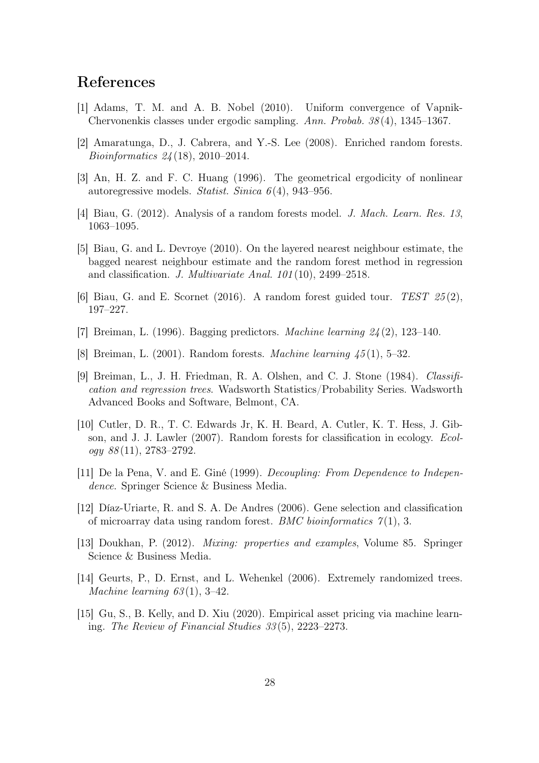# References

[1] Adams, T. M. and A. B. Nobel (2010). Uniform convergence of Vapnik-Chervonenkis classes under ergodic sampling. *Ann. Probab. 38*(4), 1345–1367.

[2] Amaratunga, D., J. Cabrera, and Y.-S. Lee (2008). Enriched random forests. *Bioinformatics 24*(18), 2010–2014.

[3] An, H. Z. and F. C. Huang (1996). The geometrical ergodicity of nonlinear autoregressive models. *Statist. Sinica 6*(4), 943–956.

[4] Biau, G. (2012). Analysis of a random forests model. *J. Mach. Learn. Res. 13*, 1063–1095.

[5] Biau, G. and L. Devroye (2010). On the layered nearest neighbour estimate, the bagged nearest neighbour estimate and the random forest method in regression and classification. *J. Multivariate Anal. 101*(10), 2499–2518.

[6] Biau, G. and E. Scornet (2016). A random forest guided tour. *TEST 25*(2), 197–227.

[7] Breiman, L. (1996). Bagging predictors. *Machine learning 24*(2), 123–140.

[8] Breiman, L. (2001). Random forests. *Machine learning 45*(1), 5–32.

[9] Breiman, L., J. H. Friedman, R. A. Olshen, and C. J. Stone (1984). *Classification and regression trees*. Wadsworth Statistics/Probability Series. Wadsworth Advanced Books and Software, Belmont, CA.

[10] Cutler, D. R., T. C. Edwards Jr, K. H. Beard, A. Cutler, K. T. Hess, J. Gibson, and J. J. Lawler (2007). Random forests for classification in ecology. *Ecology 88*(11), 2783–2792.

[11] De la Pena, V. and E. Giné (1999). *Decoupling: From Dependence to Independence*. Springer Science & Business Media.

[12] Díaz-Uriarte, R. and S. A. De Andres (2006). Gene selection and classification of microarray data using random forest. *BMC bioinformatics 7*(1), 3.

[13] Doukhan, P. (2012). *Mixing: properties and examples*, Volume 85. Springer Science & Business Media.

[14] Geurts, P., D. Ernst, and L. Wehenkel (2006). Extremely randomized trees. *Machine learning 63*(1), 3–42.

[15] Gu, S., B. Kelly, and D. Xiu (2020). Empirical asset pricing via machine learning. *The Review of Financial Studies 33*(5), 2223–2273.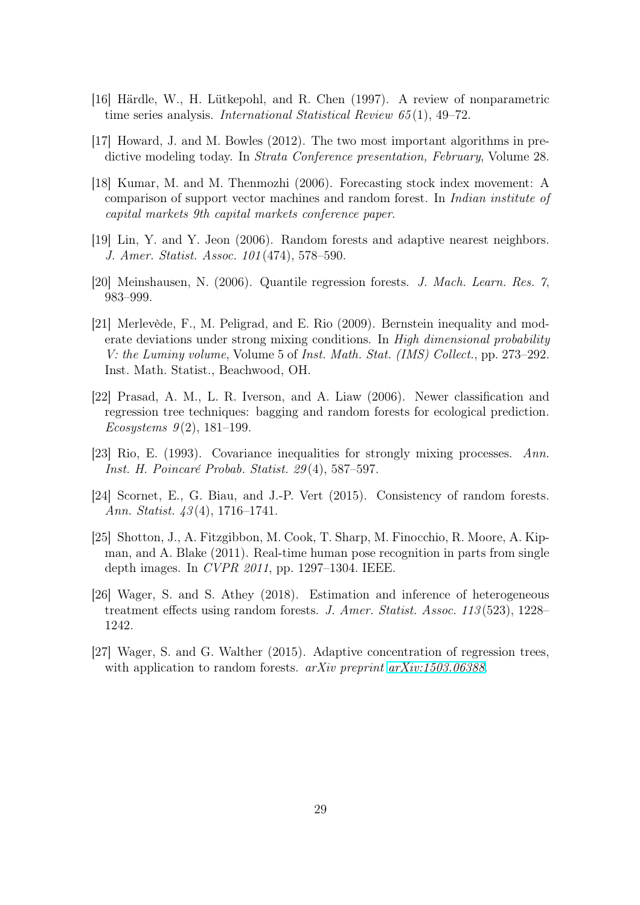[16] Härdle, W., H. Lütkepohl, and R. Chen (1997). A review of nonparametric time series analysis. *International Statistical Review 65*(1), 49–72.

[17] Howard, J. and M. Bowles (2012). The two most important algorithms in predictive modeling today. In *Strata Conference presentation, February*, Volume 28.

[18] Kumar, M. and M. Thenmozhi (2006). Forecasting stock index movement: A comparison of support vector machines and random forest. In *Indian institute of capital markets 9th capital markets conference paper*.

[19] Lin, Y. and Y. Jeon (2006). Random forests and adaptive nearest neighbors. *J. Amer. Statist. Assoc. 101*(474), 578–590.

[20] Meinshausen, N. (2006). Quantile regression forests. *J. Mach. Learn. Res. 7*, 983–999.

[21] Merlevède, F., M. Peligrad, and E. Rio (2009). Bernstein inequality and moderate deviations under strong mixing conditions. In *High dimensional probability V: the Luminy volume*, Volume 5 of *Inst. Math. Stat. (IMS) Collect.*, pp. 273–292. Inst. Math. Statist., Beachwood, OH.

[22] Prasad, A. M., L. R. Iverson, and A. Liaw (2006). Newer classification and regression tree techniques: bagging and random forests for ecological prediction. *Ecosystems 9*(2), 181–199.

[23] Rio, E. (1993). Covariance inequalities for strongly mixing processes. *Ann. Inst. H. Poincaré Probab. Statist. 29*(4), 587–597.

[24] Scornet, E., G. Biau, and J.-P. Vert (2015). Consistency of random forests. *Ann. Statist. 43*(4), 1716–1741.

[25] Shotton, J., A. Fitzgibbon, M. Cook, T. Sharp, M. Finocchio, R. Moore, A. Kipman, and A. Blake (2011). Real-time human pose recognition in parts from single depth images. In *CVPR 2011*, pp. 1297–1304. IEEE.

[26] Wager, S. and S. Athey (2018). Estimation and inference of heterogeneous treatment effects using random forests. *J. Amer. Statist. Assoc. 113*(523), 1228–1242.

[27] Wager, S. and G. Walther (2015). Adaptive concentration of regression trees, with application to random forests. *arXiv preprint arXiv:1503.06388*.